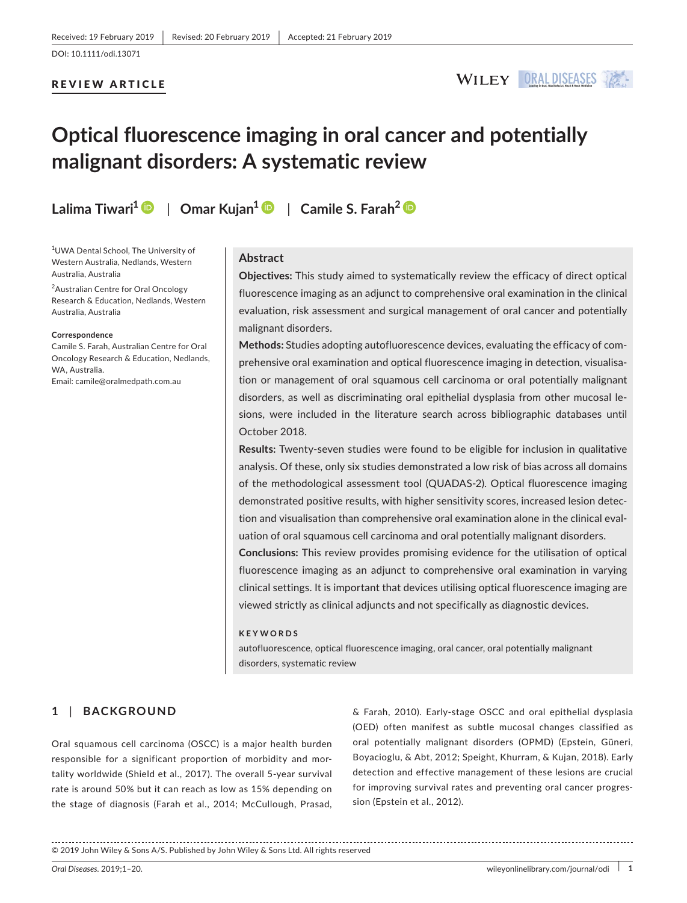Received: 19 February 2019 | Revised: 20 February 2019 | Accepted: 21 February 2019

DOI: 10.1111/odi.13071

REVIEW ARTICLE

# Optical fluorescence imaging in oral cancer and potentially malignant disorders: A systematic review

**Lalima Tiwari**[1] | **Omar Kujan**[1] | **Camile S. Farah**[2]

[1]UWA Dental School, The University of Western Australia, Nedlands, Western Australia, Australia

[2]Australian Centre for Oral Oncology Research & Education, Nedlands, Western Australia, Australia

**Correspondence**
Camile S. Farah, Australian Centre for Oral Oncology Research & Education, Nedlands, WA, Australia.
Email: camile@oralmedpath.com.au

## Abstract

**Objectives:** This study aimed to systematically review the efficacy of direct optical fluorescence imaging as an adjunct to comprehensive oral examination in the clinical evaluation, risk assessment and surgical management of oral cancer and potentially malignant disorders.

**Methods:** Studies adopting autofluorescence devices, evaluating the efficacy of comprehensive oral examination and optical fluorescence imaging in detection, visualisation or management of oral squamous cell carcinoma or oral potentially malignant disorders, as well as discriminating oral epithelial dysplasia from other mucosal lesions, were included in the literature search across bibliographic databases until October 2018.

**Results:** Twenty-seven studies were found to be eligible for inclusion in qualitative analysis. Of these, only six studies demonstrated a low risk of bias across all domains of the methodological assessment tool (QUADAS-2). Optical fluorescence imaging demonstrated positive results, with higher sensitivity scores, increased lesion detection and visualisation than comprehensive oral examination alone in the clinical evaluation of oral squamous cell carcinoma and oral potentially malignant disorders.

**Conclusions:** This review provides promising evidence for the utilisation of optical fluorescence imaging as an adjunct to comprehensive oral examination in varying clinical settings. It is important that devices utilising optical fluorescence imaging are viewed strictly as clinical adjuncts and not specifically as diagnostic devices.

**KEYWORDS**

autofluorescence, optical fluorescence imaging, oral cancer, oral potentially malignant disorders, systematic review

## 1 | BACKGROUND

Oral squamous cell carcinoma (OSCC) is a major health burden responsible for a significant proportion of morbidity and mortality worldwide (Shield et al., 2017). The overall 5-year survival rate is around 50% but it can reach as low as 15% depending on the stage of diagnosis (Farah et al., 2014; McCullough, Prasad, & Farah, 2010). Early-stage OSCC and oral epithelial dysplasia (OED) often manifest as subtle mucosal changes classified as oral potentially malignant disorders (OPMD) (Epstein, Güneri, Boyacioglu, & Abt, 2012; Speight, Khurram, & Kujan, 2018). Early detection and effective management of these lesions are crucial for improving survival rates and preventing oral cancer progression (Epstein et al., 2012).

© 2019 John Wiley & Sons A/S. Published by John Wiley & Sons Ltd. All rights reserved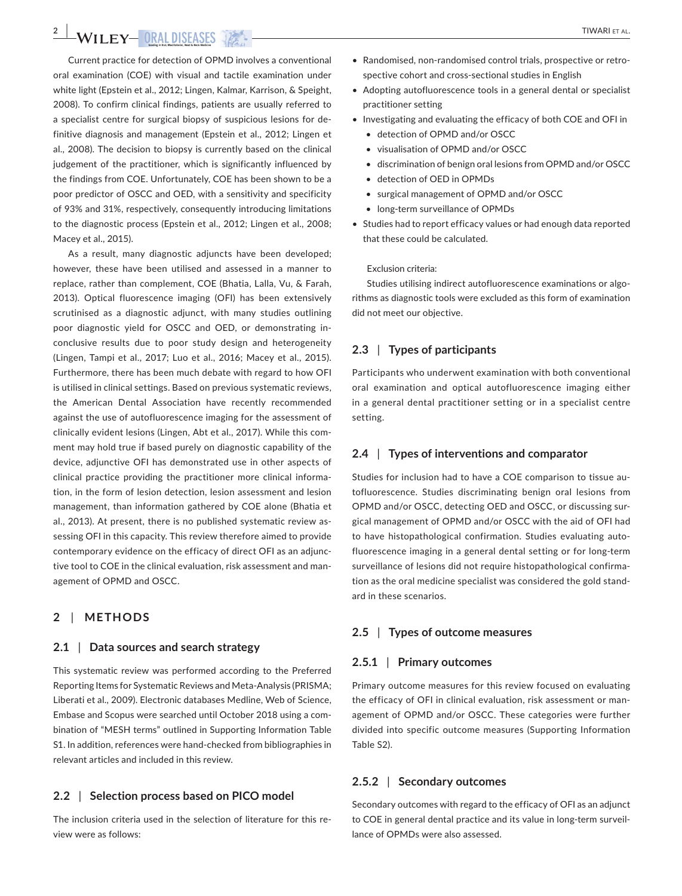Current practice for detection of OPMD involves a conventional oral examination (COE) with visual and tactile examination under white light (Epstein et al., 2012; Lingen, Kalmar, Karrison, & Speight, 2008). To confirm clinical findings, patients are usually referred to a specialist centre for surgical biopsy of suspicious lesions for definitive diagnosis and management (Epstein et al., 2012; Lingen et al., 2008). The decision to biopsy is currently based on the clinical judgement of the practitioner, which is significantly influenced by the findings from COE. Unfortunately, COE has been shown to be a poor predictor of OSCC and OED, with a sensitivity and specificity of 93% and 31%, respectively, consequently introducing limitations to the diagnostic process (Epstein et al., 2012; Lingen et al., 2008; Macey et al., 2015).

As a result, many diagnostic adjuncts have been developed; however, these have been utilised and assessed in a manner to replace, rather than complement, COE (Bhatia, Lalla, Vu, & Farah, 2013). Optical fluorescence imaging (OFI) has been extensively scrutinised as a diagnostic adjunct, with many studies outlining poor diagnostic yield for OSCC and OED, or demonstrating inconclusive results due to poor study design and heterogeneity (Lingen, Tampi et al., 2017; Luo et al., 2016; Macey et al., 2015). Furthermore, there has been much debate with regard to how OFI is utilised in clinical settings. Based on previous systematic reviews, the American Dental Association have recently recommended against the use of autofluorescence imaging for the assessment of clinically evident lesions (Lingen, Abt et al., 2017). While this comment may hold true if based purely on diagnostic capability of the device, adjunctive OFI has demonstrated use in other aspects of clinical practice providing the practitioner more clinical information, in the form of lesion detection, lesion assessment and lesion management, than information gathered by COE alone (Bhatia et al., 2013). At present, there is no published systematic review assessing OFI in this capacity. This review therefore aimed to provide contemporary evidence on the efficacy of direct OFI as an adjunctive tool to COE in the clinical evaluation, risk assessment and management of OPMD and OSCC.

## 2 | METHODS

### 2.1 | Data sources and search strategy

This systematic review was performed according to the Preferred Reporting Items for Systematic Reviews and Meta-Analysis (PRISMA; Liberati et al., 2009). Electronic databases Medline, Web of Science, Embase and Scopus were searched until October 2018 using a combination of "MESH terms" outlined in Supporting Information Table S1. In addition, references were hand-checked from bibliographies in relevant articles and included in this review.

### 2.2 | Selection process based on PICO model

The inclusion criteria used in the selection of literature for this review were as follows:

- Randomised, non-randomised control trials, prospective or retrospective cohort and cross-sectional studies in English
- Adopting autofluorescence tools in a general dental or specialist practitioner setting
- Investigating and evaluating the efficacy of both COE and OFI in
  - detection of OPMD and/or OSCC
  - visualisation of OPMD and/or OSCC
  - discrimination of benign oral lesions from OPMD and/or OSCC
  - detection of OED in OPMDs
  - surgical management of OPMD and/or OSCC
  - long-term surveillance of OPMDs
- Studies had to report efficacy values or had enough data reported that these could be calculated.

Exclusion criteria:

Studies utilising indirect autofluorescence examinations or algorithms as diagnostic tools were excluded as this form of examination did not meet our objective.

### 2.3 | Types of participants

Participants who underwent examination with both conventional oral examination and optical autofluorescence imaging either in a general dental practitioner setting or in a specialist centre setting.

### 2.4 | Types of interventions and comparator

Studies for inclusion had to have a COE comparison to tissue autofluorescence. Studies discriminating benign oral lesions from OPMD and/or OSCC, detecting OED and OSCC, or discussing surgical management of OPMD and/or OSCC with the aid of OFI had to have histopathological confirmation. Studies evaluating autofluorescence imaging in a general dental setting or for long-term surveillance of lesions did not require histopathological confirmation as the oral medicine specialist was considered the gold standard in these scenarios.

### 2.5 | Types of outcome measures

#### 2.5.1 | Primary outcomes

Primary outcome measures for this review focused on evaluating the efficacy of OFI in clinical evaluation, risk assessment or management of OPMD and/or OSCC. These categories were further divided into specific outcome measures (Supporting Information Table S2).

#### 2.5.2 | Secondary outcomes

Secondary outcomes with regard to the efficacy of OFI as an adjunct to COE in general dental practice and its value in long-term surveillance of OPMDs were also assessed.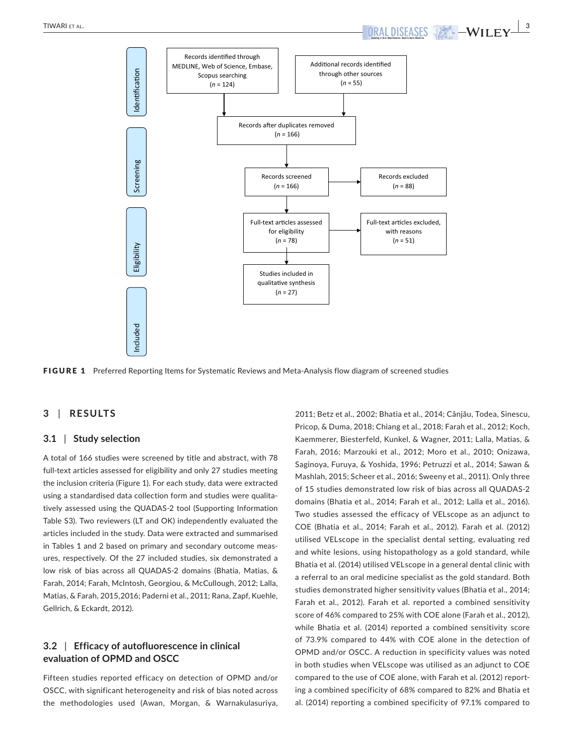Identification

Records identified through MEDLINE, Web of Science, Embase, Scopus searching (*n* = 124)

Additional records identified through other sources (*n* = 55)

Records after duplicates removed (*n* = 166)

Screening

Records screened (*n* = 166)

Records excluded (*n* = 88)

Eligibility

Full-text articles assessed for eligibility (*n* = 78)

Full-text articles excluded, with reasons (*n* = 51)

Included

Studies included in qualitative synthesis (*n* = 27)

**FIGURE 1** Preferred Reporting Items for Systematic Reviews and Meta-Analysis flow diagram of screened studies

## 3 | RESULTS

### 3.1 | Study selection

A total of 166 studies were screened by title and abstract, with 78 full-text articles assessed for eligibility and only 27 studies meeting the inclusion criteria (Figure 1). For each study, data were extracted using a standardised data collection form and studies were qualitatively assessed using the QUADAS-2 tool (Supporting Information Table S3). Two reviewers (LT and OK) independently evaluated the articles included in the study. Data were extracted and summarised in Tables 1 and 2 based on primary and secondary outcome measures, respectively. Of the 27 included studies, six demonstrated a low risk of bias across all QUADAS-2 domains (Bhatia, Matias, & Farah, 2014; Farah, McIntosh, Georgiou, & McCullough, 2012; Lalla, Matias, & Farah, 2015,2016; Paderni et al., 2011; Rana, Zapf, Kuehle, Gellrich, & Eckardt, 2012).

### 3.2 | Efficacy of autofluorescence in clinical evaluation of OPMD and OSCC

Fifteen studies reported efficacy on detection of OPMD and/or OSCC, with significant heterogeneity and risk of bias noted across the methodologies used (Awan, Morgan, & Warnakulasuriya, 2011; Betz et al., 2002; Bhatia et al., 2014; Cânjău, Todea, Sinescu, Pricop, & Duma, 2018; Chiang et al., 2018; Farah et al., 2012; Koch, Kaemmerer, Biesterfeld, Kunkel, & Wagner, 2011; Lalla, Matias, & Farah, 2016; Marzouki et al., 2012; Moro et al., 2010; Onizawa, Saginoya, Furuya, & Yoshida, 1996; Petruzzi et al., 2014; Sawan & Mashlah, 2015; Scheer et al., 2016; Sweeny et al., 2011). Only three of 15 studies demonstrated low risk of bias across all QUADAS-2 domains (Bhatia et al., 2014; Farah et al., 2012; Lalla et al., 2016). Two studies assessed the efficacy of VELscope as an adjunct to COE (Bhatia et al., 2014; Farah et al., 2012). Farah et al. (2012) utilised VELscope in the specialist dental setting, evaluating red and white lesions, using histopathology as a gold standard, while Bhatia et al. (2014) utilised VELscope in a general dental clinic with a referral to an oral medicine specialist as the gold standard. Both studies demonstrated higher sensitivity values (Bhatia et al., 2014; Farah et al., 2012). Farah et al. reported a combined sensitivity score of 46% compared to 25% with COE alone (Farah et al., 2012), while Bhatia et al. (2014) reported a combined sensitivity score of 73.9% compared to 44% with COE alone in the detection of OPMD and/or OSCC. A reduction in specificity values was noted in both studies when VELscope was utilised as an adjunct to COE compared to the use of COE alone, with Farah et al. (2012) reporting a combined specificity of 68% compared to 82% and Bhatia et al. (2014) reporting a combined specificity of 97.1% compared to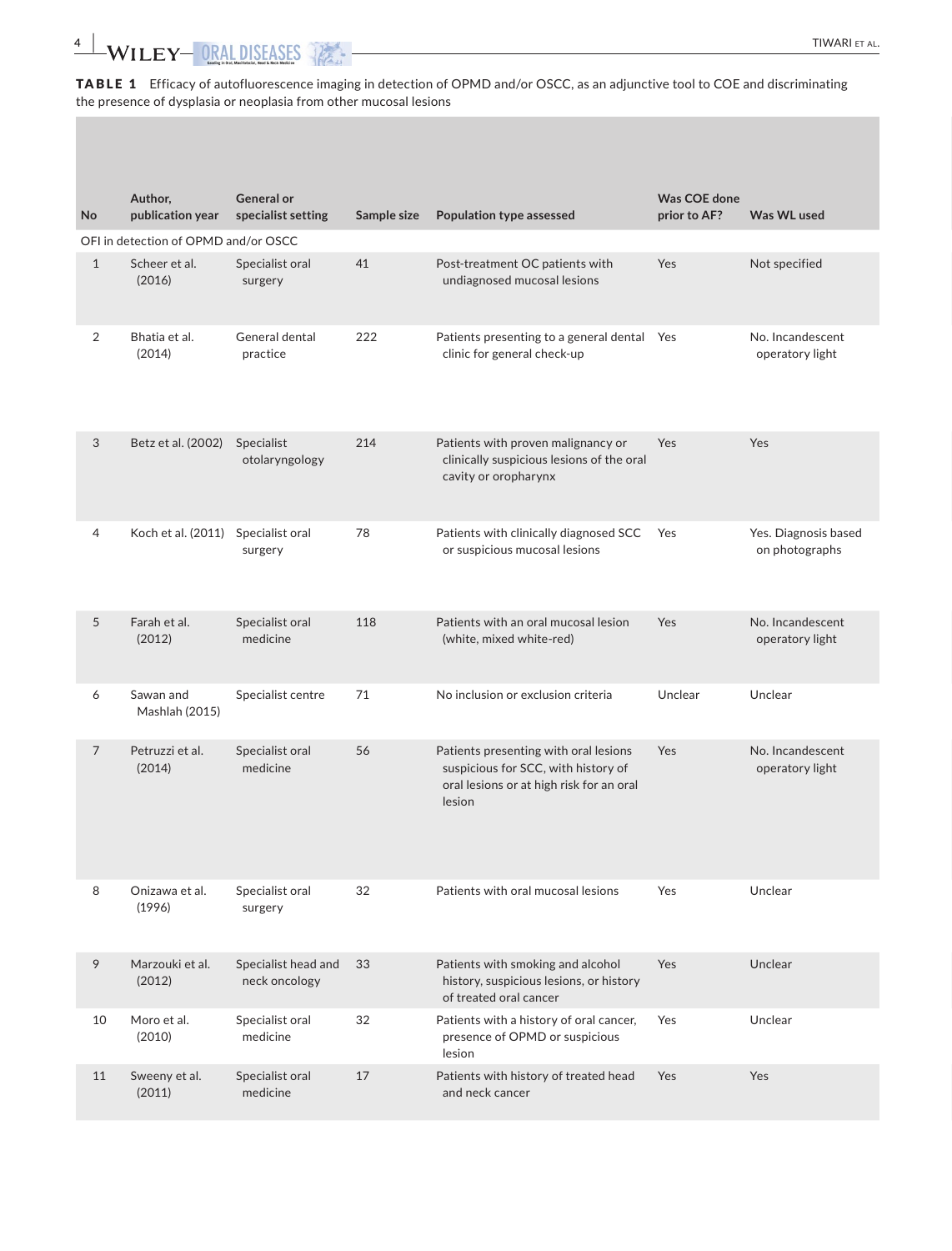**TABLE 1** Efficacy of autofluorescence imaging in detection of OPMD and/or OSCC, as an adjunctive tool to COE and discriminating the presence of dysplasia or neoplasia from other mucosal lesions

| No | Author, publication year | General or specialist setting | Sample size | Population type assessed | Was COE done prior to AF? | Was WL used |
|---|---|---|---|---|---|---|
| OFI in detection of OPMD and/or OSCC | | | | | | |
| 1 | Scheer et al. (2016) | Specialist oral surgery | 41 | Post-treatment OC patients with undiagnosed mucosal lesions | Yes | Not specified |
| 2 | Bhatia et al. (2014) | General dental practice | 222 | Patients presenting to a general dental clinic for general check-up | Yes | No. Incandescent operatory light |
| 3 | Betz et al. (2002) | Specialist otolaryngology | 214 | Patients with proven malignancy or clinically suspicious lesions of the oral cavity or oropharynx | Yes | Yes |
| 4 | Koch et al. (2011) | Specialist oral surgery | 78 | Patients with clinically diagnosed SCC or suspicious mucosal lesions | Yes | Yes. Diagnosis based on photographs |
| 5 | Farah et al. (2012) | Specialist oral medicine | 118 | Patients with an oral mucosal lesion (white, mixed white-red) | Yes | No. Incandescent operatory light |
| 6 | Sawan and Mashlah (2015) | Specialist centre | 71 | No inclusion or exclusion criteria | Unclear | Unclear |
| 7 | Petruzzi et al. (2014) | Specialist oral medicine | 56 | Patients presenting with oral lesions suspicious for SCC, with history of oral lesions or at high risk for an oral lesion | Yes | No. Incandescent operatory light |
| 8 | Onizawa et al. (1996) | Specialist oral surgery | 32 | Patients with oral mucosal lesions | Yes | Unclear |
| 9 | Marzouki et al. (2012) | Specialist head and neck oncology | 33 | Patients with smoking and alcohol history, suspicious lesions, or history of treated oral cancer | Yes | Unclear |
| 10 | Moro et al. (2010) | Specialist oral medicine | 32 | Patients with a history of oral cancer, presence of OPMD or suspicious lesion | Yes | Unclear |
| 11 | Sweeny et al. (2011) | Specialist oral medicine | 17 | Patients with history of treated head and neck cancer | Yes | Yes |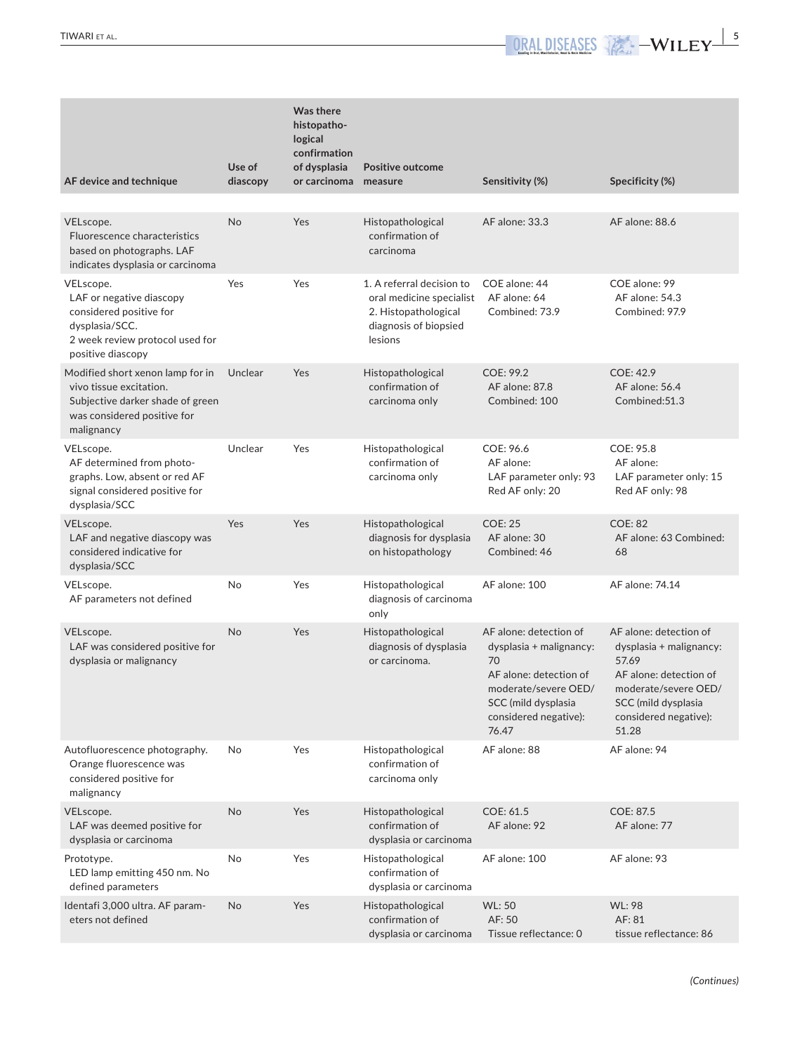| AF device and technique | Use of diascopy | Was there histopathological confirmation of dysplasia or carcinoma | Positive outcome measure | Sensitivity (%) | Specificity (%) |
|---|---|---|---|---|---|
| VELscope. Fluorescence characteristics based on photographs. LAF indicates dysplasia or carcinoma | No | Yes | Histopathological confirmation of carcinoma | AF alone: 33.3 | AF alone: 88.6 |
| VELscope. LAF or negative diascopy considered positive for dysplasia/SCC. 2 week review protocol used for positive diascopy | Yes | Yes | 1. A referral decision to oral medicine specialist 2. Histopathological diagnosis of biopsied lesions | COE alone: 44 AF alone: 64 Combined: 73.9 | COE alone: 99 AF alone: 54.3 Combined: 97.9 |
| Modified short xenon lamp for in vivo tissue excitation. Subjective darker shade of green was considered positive for malignancy | Unclear | Yes | Histopathological confirmation of carcinoma only | COE: 99.2 AF alone: 87.8 Combined: 100 | COE: 42.9 AF alone: 56.4 Combined:51.3 |
| VELscope. AF determined from photographs. Low, absent or red AF signal considered positive for dysplasia/SCC | Unclear | Yes | Histopathological confirmation of carcinoma only | COE: 96.6 AF alone: LAF parameter only: 93 Red AF only: 20 | COE: 95.8 AF alone: LAF parameter only: 15 Red AF only: 98 |
| VELscope. LAF and negative diascopy was considered indicative for dysplasia/SCC | Yes | Yes | Histopathological diagnosis for dysplasia on histopathology | COE: 25 AF alone: 30 Combined: 46 | COE: 82 AF alone: 63 Combined: 68 |
| VELscope. AF parameters not defined | No | Yes | Histopathological diagnosis of carcinoma only | AF alone: 100 | AF alone: 74.14 |
| VELscope. LAF was considered positive for dysplasia or malignancy | No | Yes | Histopathological diagnosis of dysplasia or carcinoma. | AF alone: detection of dysplasia + malignancy: 70 AF alone: detection of moderate/severe OED/SCC (mild dysplasia considered negative): 76.47 | AF alone: detection of dysplasia + malignancy: 57.69 AF alone: detection of moderate/severe OED/SCC (mild dysplasia considered negative): 51.28 |
| Autofluorescence photography. Orange fluorescence was considered positive for malignancy | No | Yes | Histopathological confirmation of carcinoma only | AF alone: 88 | AF alone: 94 |
| VELscope. LAF was deemed positive for dysplasia or carcinoma | No | Yes | Histopathological confirmation of dysplasia or carcinoma | COE: 61.5 AF alone: 92 | COE: 87.5 AF alone: 77 |
| Prototype. LED lamp emitting 450 nm. No defined parameters | No | Yes | Histopathological confirmation of dysplasia or carcinoma | AF alone: 100 | AF alone: 93 |
| Identafi 3,000 ultra. AF parameters not defined | No | Yes | Histopathological confirmation of dysplasia or carcinoma | WL: 50 AF: 50 Tissue reflectance: 0 | WL: 98 AF: 81 tissue reflectance: 86 |

*(Continues)*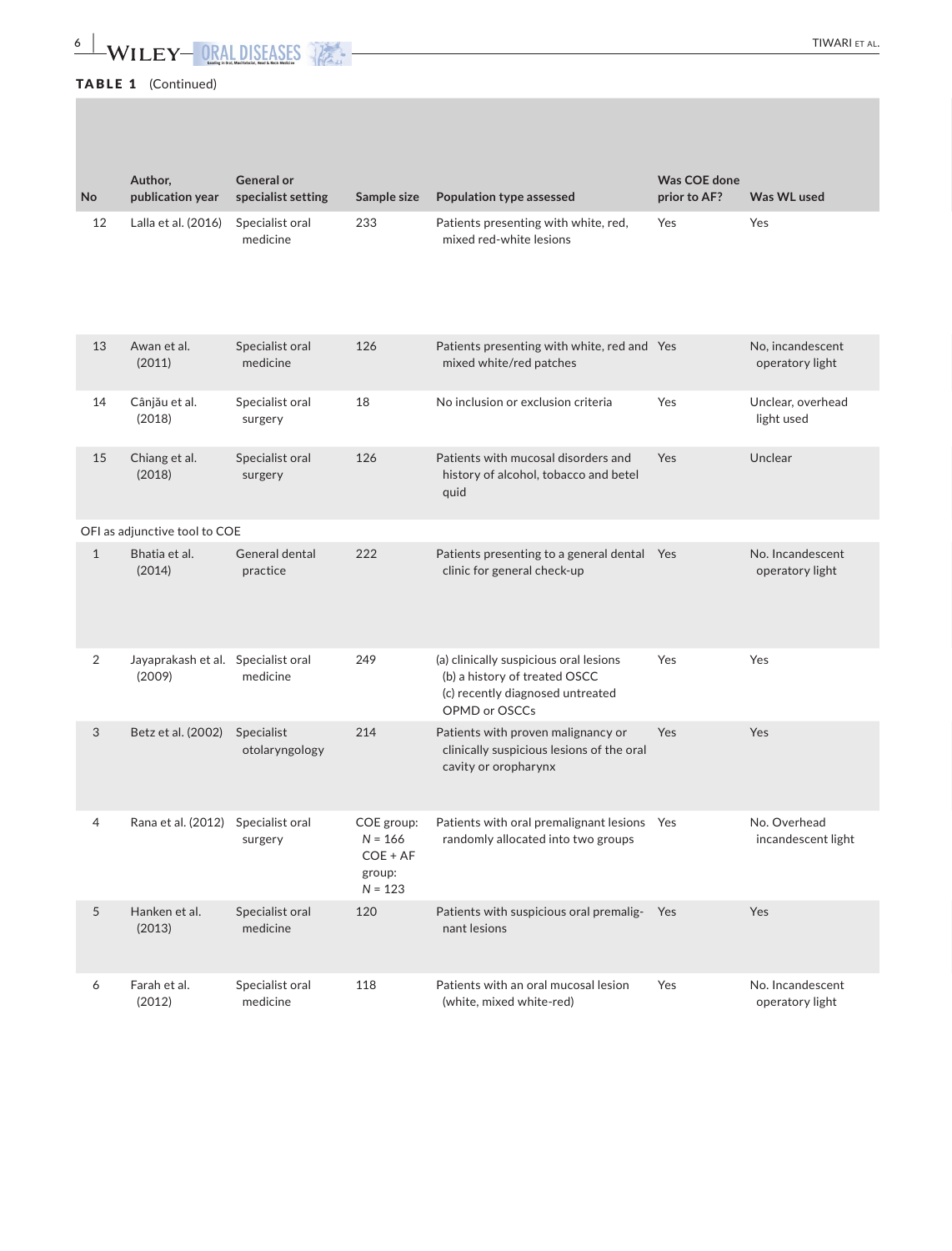**TABLE 1** (Continued)

| No | Author, publication year | General or specialist setting | Sample size | Population type assessed | Was COE done prior to AF? | Was WL used |
|---|---|---|---|---|---|---|
| 12 | Lalla et al. (2016) | Specialist oral medicine | 233 | Patients presenting with white, red, mixed red-white lesions | Yes | Yes |
| 13 | Awan et al. (2011) | Specialist oral medicine | 126 | Patients presenting with white, red and mixed white/red patches | Yes | No, incandescent operatory light |
| 14 | Cânjău et al. (2018) | Specialist oral surgery | 18 | No inclusion or exclusion criteria | Yes | Unclear, overhead light used |
| 15 | Chiang et al. (2018) | Specialist oral surgery | 126 | Patients with mucosal disorders and history of alcohol, tobacco and betel quid | Yes | Unclear |
| OFI as adjunctive tool to COE | | | | | | |
| 1 | Bhatia et al. (2014) | General dental practice | 222 | Patients presenting to a general dental clinic for general check-up | Yes | No. Incandescent operatory light |
| 2 | Jayaprakash et al. (2009) | Specialist oral medicine | 249 | (a) clinically suspicious oral lesions (b) a history of treated OSCC (c) recently diagnosed untreated OPMD or OSCCs | Yes | Yes |
| 3 | Betz et al. (2002) | Specialist otolaryngology | 214 | Patients with proven malignancy or clinically suspicious lesions of the oral cavity or oropharynx | Yes | Yes |
| 4 | Rana et al. (2012) | Specialist oral surgery | COE group: $N = 166$ COE + AF group: $N = 123$ | Patients with oral premalignant lesions randomly allocated into two groups | Yes | No. Overhead incandescent light |
| 5 | Hanken et al. (2013) | Specialist oral medicine | 120 | Patients with suspicious oral premalignant lesions | Yes | Yes |
| 6 | Farah et al. (2012) | Specialist oral medicine | 118 | Patients with an oral mucosal lesion (white, mixed white-red) | Yes | No. Incandescent operatory light |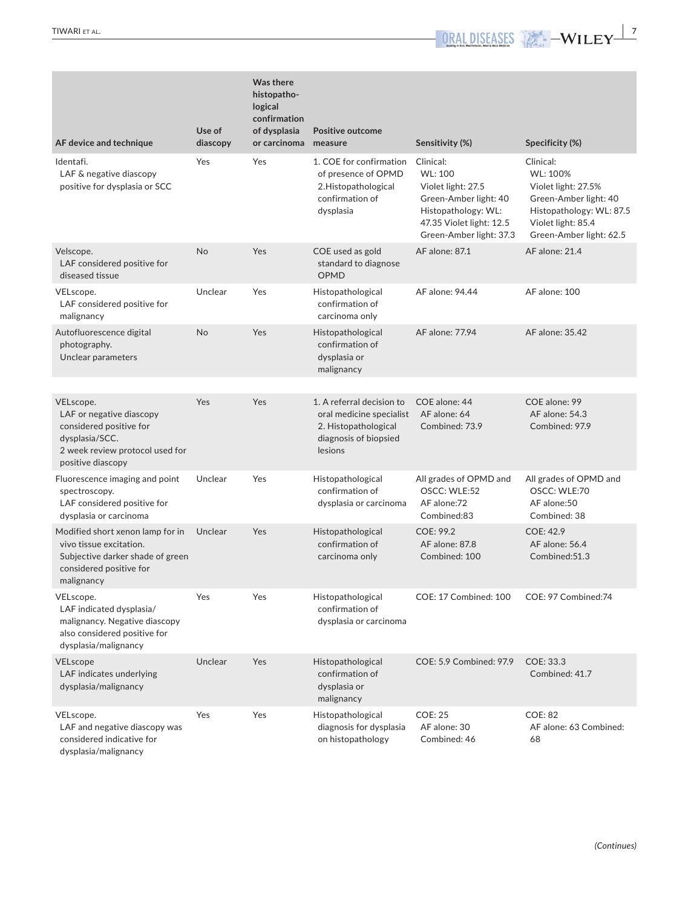| AF device and technique | Use of diascopy | Was there histopathological confirmation of dysplasia or carcinoma | Positive outcome measure | Sensitivity (%) | Specificity (%) |
|---|---|---|---|---|---|
| Identafi. LAF & negative diascopy positive for dysplasia or SCC | Yes | Yes | 1. COE for confirmation of presence of OPMD 2.Histopathological confirmation of dysplasia | Clinical: WL: 100 Violet light: 27.5 Green-Amber light: 40 Histopathology: WL: 47.35 Violet light: 12.5 Green-Amber light: 37.3 | Clinical: WL: 100% Violet light: 27.5% Green-Amber light: 40 Histopathology: WL: 87.5 Violet light: 85.4 Green-Amber light: 62.5 |
| Velscope. LAF considered positive for diseased tissue | No | Yes | COE used as gold standard to diagnose OPMD | AF alone: 87.1 | AF alone: 21.4 |
| VELscope. LAF considered positive for malignancy | Unclear | Yes | Histopathological confirmation of carcinoma only | AF alone: 94.44 | AF alone: 100 |
| Autofluorescence digital photography. Unclear parameters | No | Yes | Histopathological confirmation of dysplasia or malignancy | AF alone: 77.94 | AF alone: 35.42 |
| VELscope. LAF or negative diascopy considered positive for dysplasia/SCC. 2 week review protocol used for positive diascopy | Yes | Yes | 1. A referral decision to oral medicine specialist 2. Histopathological diagnosis of biopsied lesions | COE alone: 44 AF alone: 64 Combined: 73.9 | COE alone: 99 AF alone: 54.3 Combined: 97.9 |
| Fluorescence imaging and point spectroscopy. LAF considered positive for dysplasia or carcinoma | Unclear | Yes | Histopathological confirmation of dysplasia or carcinoma | All grades of OPMD and OSCC: WLE:52 AF alone:72 Combined:83 | All grades of OPMD and OSCC: WLE:70 AF alone:50 Combined: 38 |
| Modified short xenon lamp for in vivo tissue excitation. Subjective darker shade of green considered positive for malignancy | Unclear | Yes | Histopathological confirmation of carcinoma only | COE: 99.2 AF alone: 87.8 Combined: 100 | COE: 42.9 AF alone: 56.4 Combined:51.3 |
| VELscope. LAF indicated dysplasia/ malignancy. Negative diascopy also considered positive for dysplasia/malignancy | Yes | Yes | Histopathological confirmation of dysplasia or carcinoma | COE: 17 Combined: 100 | COE: 97 Combined:74 |
| VELscope LAF indicates underlying dysplasia/malignancy | Unclear | Yes | Histopathological confirmation of dysplasia or malignancy | COE: 5.9 Combined: 97.9 | COE: 33.3 Combined: 41.7 |
| VELscope. LAF and negative diascopy was considered indicative for dysplasia/malignancy | Yes | Yes | Histopathological diagnosis for dysplasia on histopathology | COE: 25 AF alone: 30 Combined: 46 | COE: 82 AF alone: 63 Combined: 68 |

*(Continues)*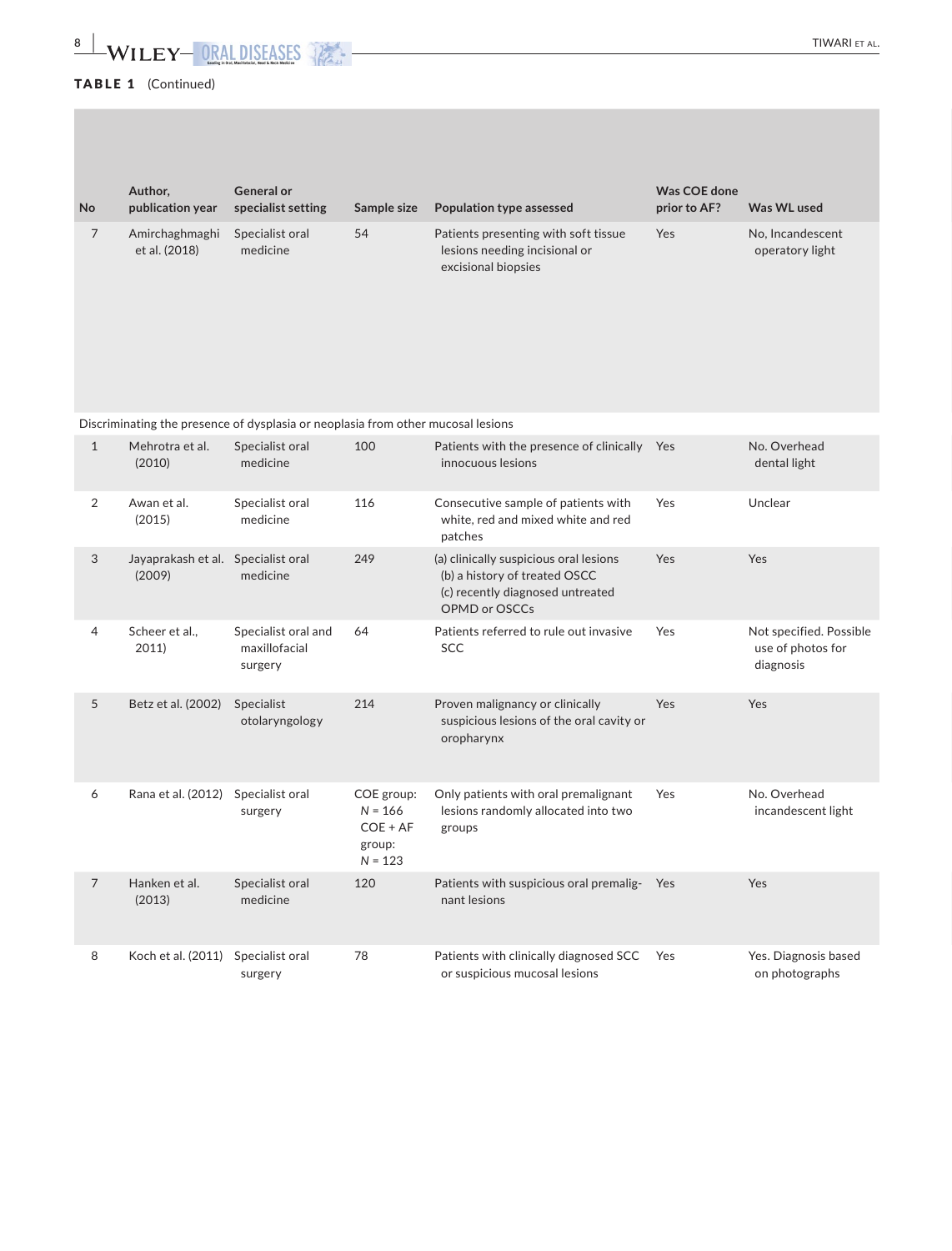**TABLE 1** (Continued)

| No | Author, publication year | General or specialist setting | Sample size | Population type assessed | Was COE done prior to AF? | Was WL used |
|---|---|---|---|---|---|---|
| 7 | Amirchaghmaghi et al. (2018) | Specialist oral medicine | 54 | Patients presenting with soft tissue lesions needing incisional or excisional biopsies | Yes | No, Incandescent operatory light |
| Discriminating the presence of dysplasia or neoplasia from other mucosal lesions | | | | | | |
| 1 | Mehrotra et al. (2010) | Specialist oral medicine | 100 | Patients with the presence of clinically innocuous lesions | Yes | No. Overhead dental light |
| 2 | Awan et al. (2015) | Specialist oral medicine | 116 | Consecutive sample of patients with white, red and mixed white and red patches | Yes | Unclear |
| 3 | Jayaprakash et al. (2009) | Specialist oral medicine | 249 | (a) clinically suspicious oral lesions (b) a history of treated OSCC (c) recently diagnosed untreated OPMD or OSCCs | Yes | Yes |
| 4 | Scheer et al., 2011) | Specialist oral and maxillofacial surgery | 64 | Patients referred to rule out invasive SCC | Yes | Not specified. Possible use of photos for diagnosis |
| 5 | Betz et al. (2002) | Specialist otolaryngology | 214 | Proven malignancy or clinically suspicious lesions of the oral cavity or oropharynx | Yes | Yes |
| 6 | Rana et al. (2012) | Specialist oral surgery | COE group: *N* = 166 COE + AF group: *N* = 123 | Only patients with oral premalignant lesions randomly allocated into two groups | Yes | No. Overhead incandescent light |
| 7 | Hanken et al. (2013) | Specialist oral medicine | 120 | Patients with suspicious oral premalignant lesions | Yes | Yes |
| 8 | Koch et al. (2011) | Specialist oral surgery | 78 | Patients with clinically diagnosed SCC or suspicious mucosal lesions | Yes | Yes. Diagnosis based on photographs |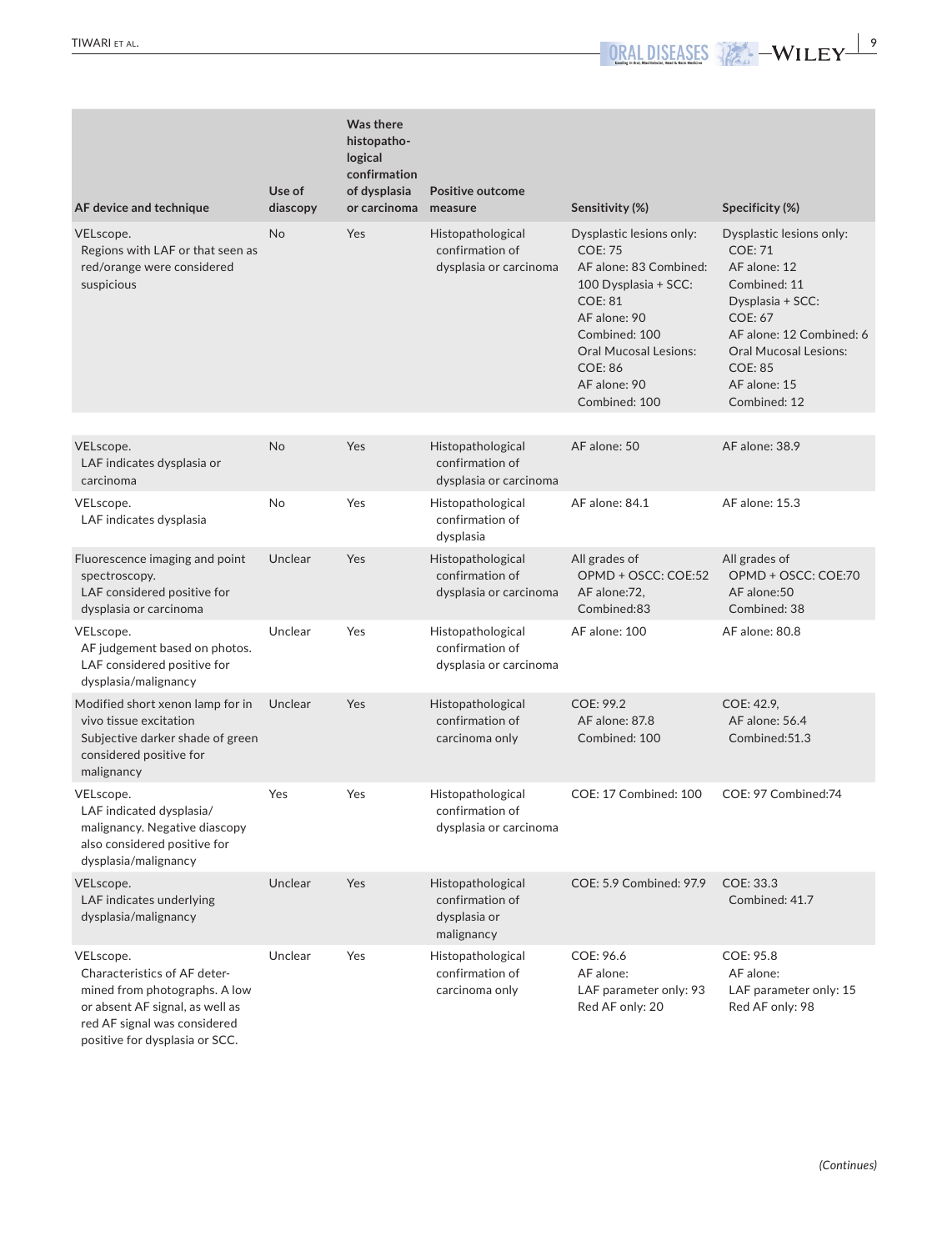| AF device and technique | Use of diascopy | Was there histopathological confirmation of dysplasia or carcinoma | Positive outcome measure | Sensitivity (%) | Specificity (%) |
|---|---|---|---|---|---|
| VELscope. Regions with LAF or that seen as red/orange were considered suspicious | No | Yes | Histopathological confirmation of dysplasia or carcinoma | Dysplastic lesions only: COE: 75 AF alone: 83 Combined: 100 Dysplasia + SCC: COE: 81 AF alone: 90 Combined: 100 Oral Mucosal Lesions: COE: 86 AF alone: 90 Combined: 100 | Dysplastic lesions only: COE: 71 AF alone: 12 Combined: 11 Dysplasia + SCC: COE: 67 AF alone: 12 Combined: 6 Oral Mucosal Lesions: COE: 85 AF alone: 15 Combined: 12 |
| VELscope. LAF indicates dysplasia or carcinoma | No | Yes | Histopathological confirmation of dysplasia or carcinoma | AF alone: 50 | AF alone: 38.9 |
| VELscope. LAF indicates dysplasia | No | Yes | Histopathological confirmation of dysplasia | AF alone: 84.1 | AF alone: 15.3 |
| Fluorescence imaging and point spectroscopy. LAF considered positive for dysplasia or carcinoma | Unclear | Yes | Histopathological confirmation of dysplasia or carcinoma | All grades of OPMD + OSCC: COE:52 AF alone:72, Combined:83 | All grades of OPMD + OSCC: COE:70 AF alone:50 Combined: 38 |
| VELscope. AF judgement based on photos. LAF considered positive for dysplasia/malignancy | Unclear | Yes | Histopathological confirmation of dysplasia or carcinoma | AF alone: 100 | AF alone: 80.8 |
| Modified short xenon lamp for in vivo tissue excitation Subjective darker shade of green considered positive for malignancy | Unclear | Yes | Histopathological confirmation of carcinoma only | COE: 99.2 AF alone: 87.8 Combined: 100 | COE: 42.9, AF alone: 56.4 Combined:51.3 |
| VELscope. LAF indicated dysplasia/ malignancy. Negative diascopy also considered positive for dysplasia/malignancy | Yes | Yes | Histopathological confirmation of dysplasia or carcinoma | COE: 17 Combined: 100 | COE: 97 Combined:74 |
| VELscope. LAF indicates underlying dysplasia/malignancy | Unclear | Yes | Histopathological confirmation of dysplasia or malignancy | COE: 5.9 Combined: 97.9 | COE: 33.3 Combined: 41.7 |
| VELscope. Characteristics of AF determined from photographs. A low or absent AF signal, as well as red AF signal was considered positive for dysplasia or SCC. | Unclear | Yes | Histopathological confirmation of carcinoma only | COE: 96.6 AF alone: LAF parameter only: 93 Red AF only: 20 | COE: 95.8 AF alone: LAF parameter only: 15 Red AF only: 98 |

*(Continues)*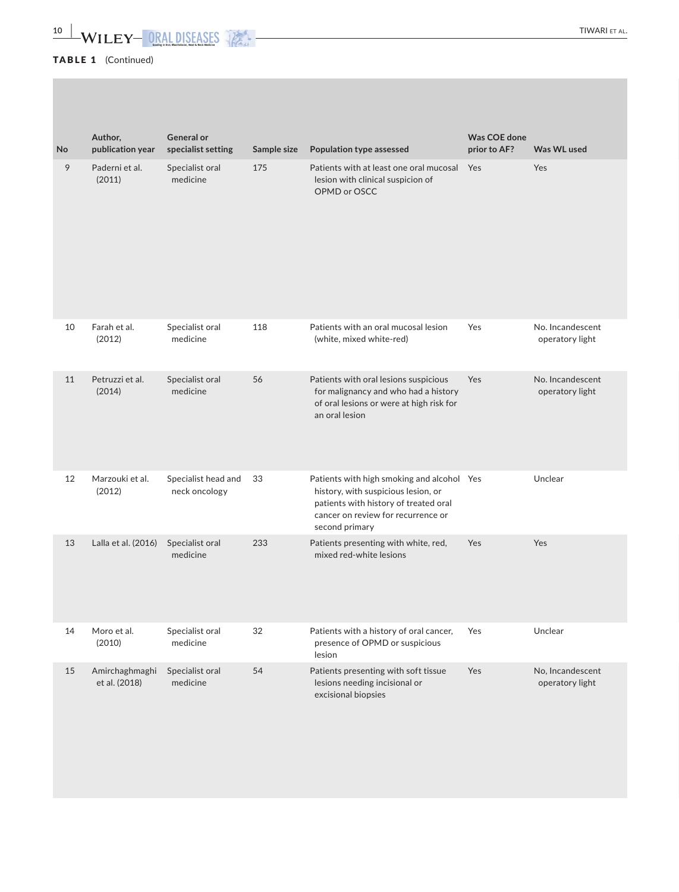**TABLE 1** (Continued)

| No | Author, publication year | General or specialist setting | Sample size | Population type assessed | Was COE done prior to AF? | Was WL used |
|---|---|---|---|---|---|---|
| 9 | Paderni et al. (2011) | Specialist oral medicine | 175 | Patients with at least one oral mucosal lesion with clinical suspicion of OPMD or OSCC | Yes | Yes |
| 10 | Farah et al. (2012) | Specialist oral medicine | 118 | Patients with an oral mucosal lesion (white, mixed white-red) | Yes | No. Incandescent operatory light |
| 11 | Petruzzi et al. (2014) | Specialist oral medicine | 56 | Patients with oral lesions suspicious for malignancy and who had a history of oral lesions or were at high risk for an oral lesion | Yes | No. Incandescent operatory light |
| 12 | Marzouki et al. (2012) | Specialist head and neck oncology | 33 | Patients with high smoking and alcohol history, with suspicious lesion, or patients with history of treated oral cancer on review for recurrence or second primary | Yes | Unclear |
| 13 | Lalla et al. (2016) | Specialist oral medicine | 233 | Patients presenting with white, red, mixed red-white lesions | Yes | Yes |
| 14 | Moro et al. (2010) | Specialist oral medicine | 32 | Patients with a history of oral cancer, presence of OPMD or suspicious lesion | Yes | Unclear |
| 15 | Amirchaghmaghi et al. (2018) | Specialist oral medicine | 54 | Patients presenting with soft tissue lesions needing incisional or excisional biopsies | Yes | No, Incandescent operatory light |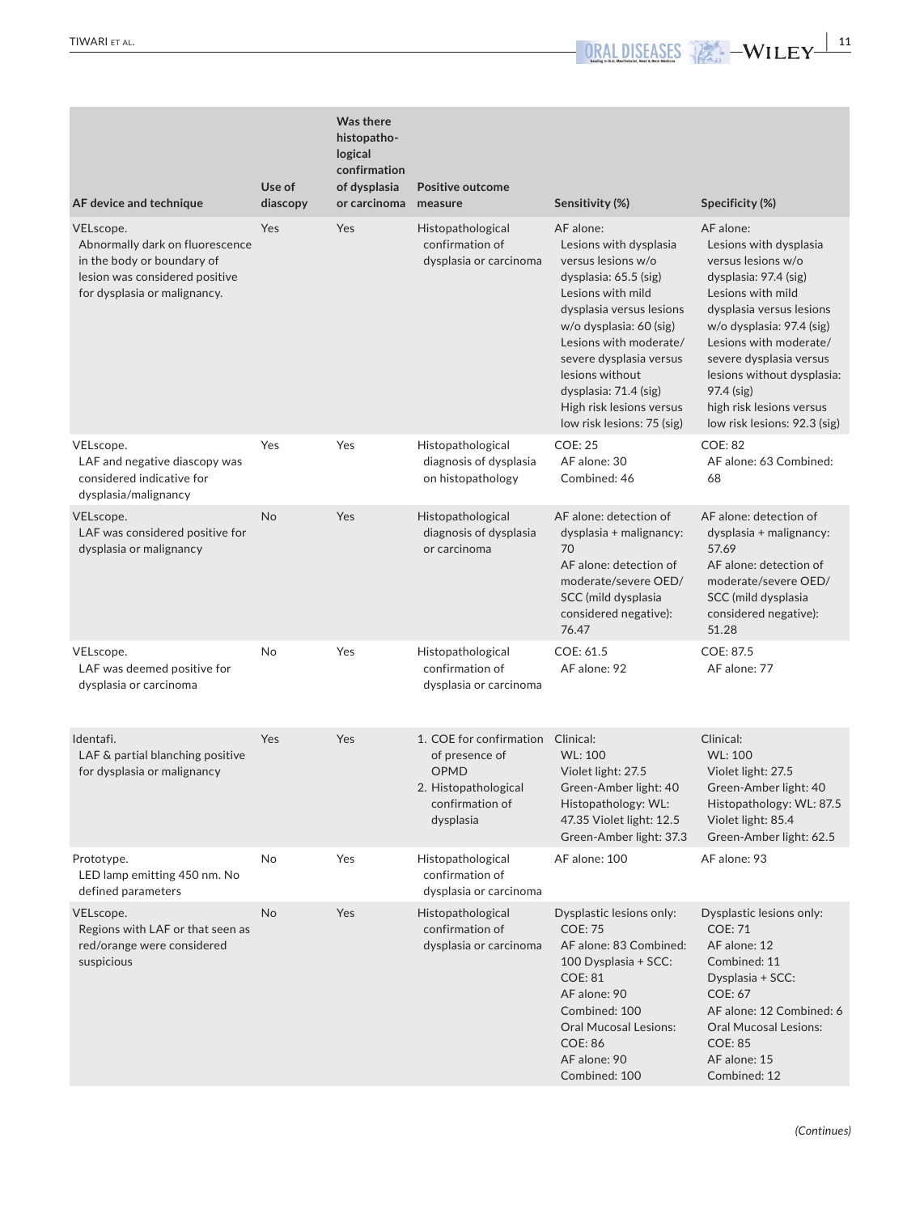| AF device and technique | Use of diascopy | Was there histopathological confirmation of dysplasia or carcinoma | Positive outcome measure | Sensitivity (%) | Specificity (%) |
|---|---|---|---|---|---|
| VELscope. Abnormally dark on fluorescence in the body or boundary of lesion was considered positive for dysplasia or malignancy. | Yes | Yes | Histopathological confirmation of dysplasia or carcinoma | AF alone: Lesions with dysplasia versus lesions w/o dysplasia: 65.5 (sig) Lesions with mild dysplasia versus lesions w/o dysplasia: 60 (sig) Lesions with moderate/severe dysplasia versus lesions without dysplasia: 71.4 (sig) High risk lesions versus low risk lesions: 75 (sig) | AF alone: Lesions with dysplasia versus lesions w/o dysplasia: 97.4 (sig) Lesions with mild dysplasia versus lesions w/o dysplasia: 97.4 (sig) Lesions with moderate/severe dysplasia versus lesions without dysplasia: 97.4 (sig) high risk lesions versus low risk lesions: 92.3 (sig) |
| VELscope. LAF and negative diascopy was considered indicative for dysplasia/malignancy | Yes | Yes | Histopathological diagnosis of dysplasia on histopathology | COE: 25 AF alone: 30 Combined: 46 | COE: 82 AF alone: 63 Combined: 68 |
| VELscope. LAF was considered positive for dysplasia or malignancy | No | Yes | Histopathological diagnosis of dysplasia or carcinoma | AF alone: detection of dysplasia + malignancy: 70 AF alone: detection of moderate/severe OED/SCC (mild dysplasia considered negative): 76.47 | AF alone: detection of dysplasia + malignancy: 57.69 AF alone: detection of moderate/severe OED/SCC (mild dysplasia considered negative): 51.28 |
| VELscope. LAF was deemed positive for dysplasia or carcinoma | No | Yes | Histopathological confirmation of dysplasia or carcinoma | COE: 61.5 AF alone: 92 | COE: 87.5 AF alone: 77 |
| Identafi. LAF & partial blanching positive for dysplasia or malignancy | Yes | Yes | 1. COE for confirmation of presence of OPMD 2. Histopathological confirmation of dysplasia | Clinical: WL: 100 Violet light: 27.5 Green-Amber light: 40 Histopathology: WL: 47.35 Violet light: 12.5 Green-Amber light: 37.3 | Clinical: WL: 100 Violet light: 27.5 Green-Amber light: 40 Histopathology: WL: 87.5 Violet light: 85.4 Green-Amber light: 62.5 |
| Prototype. LED lamp emitting 450 nm. No defined parameters | No | Yes | Histopathological confirmation of dysplasia or carcinoma | AF alone: 100 | AF alone: 93 |
| VELscope. Regions with LAF or that seen as red/orange were considered suspicious | No | Yes | Histopathological confirmation of dysplasia or carcinoma | Dysplastic lesions only: COE: 75 AF alone: 83 Combined: 100 Dysplasia + SCC: COE: 81 AF alone: 90 Combined: 100 Oral Mucosal Lesions: COE: 86 AF alone: 90 Combined: 100 | Dysplastic lesions only: COE: 71 AF alone: 12 Combined: 11 Dysplasia + SCC: COE: 67 AF alone: 12 Combined: 6 Oral Mucosal Lesions: COE: 85 AF alone: 15 Combined: 12 |

*(Continues)*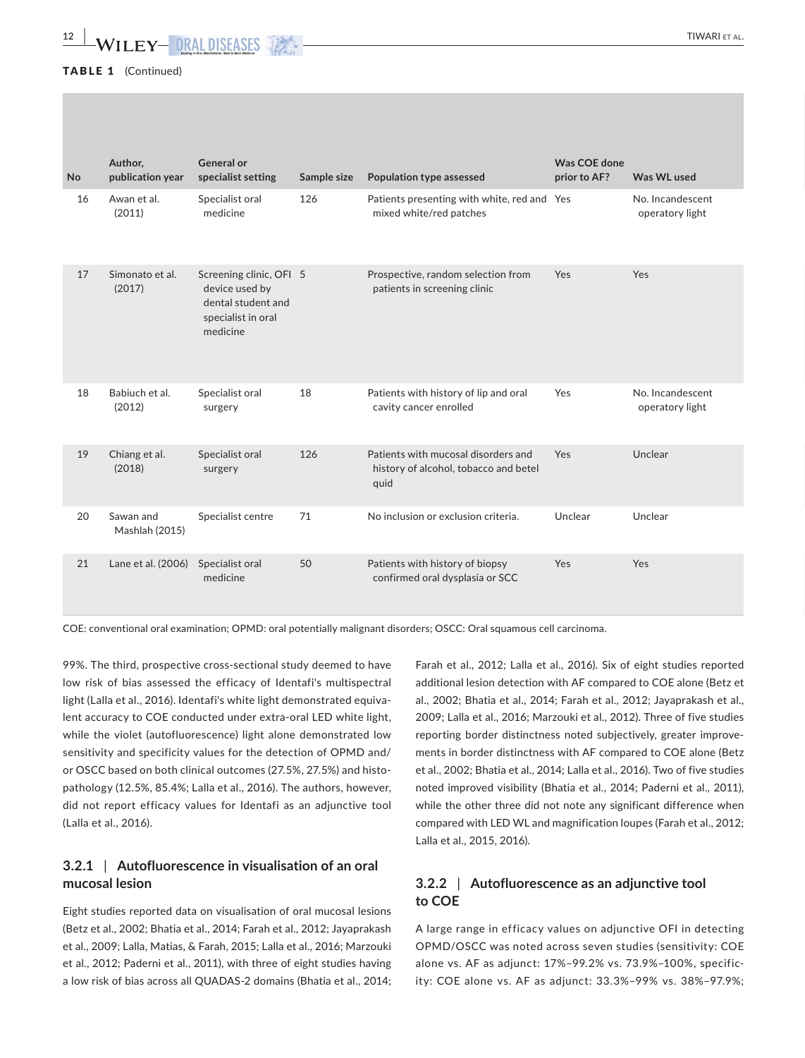**TABLE 1** (Continued)

| No | Author, publication year | General or specialist setting | Sample size | Population type assessed | Was COE done prior to AF? | Was WL used |
|---|---|---|---|---|---|---|
| 16 | Awan et al. (2011) | Specialist oral medicine | 126 | Patients presenting with white, red and mixed white/red patches | Yes | No. Incandescent operatory light |
| 17 | Simonato et al. (2017) | Screening clinic, OFI device used by dental student and specialist in oral medicine | 5 | Prospective, random selection from patients in screening clinic | Yes | Yes |
| 18 | Babiuch et al. (2012) | Specialist oral surgery | 18 | Patients with history of lip and oral cavity cancer enrolled | Yes | No. Incandescent operatory light |
| 19 | Chiang et al. (2018) | Specialist oral surgery | 126 | Patients with mucosal disorders and history of alcohol, tobacco and betel quid | Yes | Unclear |
| 20 | Sawan and Mashlah (2015) | Specialist centre | 71 | No inclusion or exclusion criteria. | Unclear | Unclear |
| 21 | Lane et al. (2006) | Specialist oral medicine | 50 | Patients with history of biopsy confirmed oral dysplasia or SCC | Yes | Yes |

COE: conventional oral examination; OPMD: oral potentially malignant disorders; OSCC: Oral squamous cell carcinoma.

99%. The third, prospective cross-sectional study deemed to have low risk of bias assessed the efficacy of Identafi's multispectral light (Lalla et al., 2016). Identafi's white light demonstrated equivalent accuracy to COE conducted under extra-oral LED white light, while the violet (autofluorescence) light alone demonstrated low sensitivity and specificity values for the detection of OPMD and/or OSCC based on both clinical outcomes (27.5%, 27.5%) and histopathology (12.5%, 85.4%; Lalla et al., 2016). The authors, however, did not report efficacy values for Identafi as an adjunctive tool (Lalla et al., 2016).

### 3.2.1 | Autofluorescence in visualisation of an oral mucosal lesion

Eight studies reported data on visualisation of oral mucosal lesions (Betz et al., 2002; Bhatia et al., 2014; Farah et al., 2012; Jayaprakash et al., 2009; Lalla, Matias, & Farah, 2015; Lalla et al., 2016; Marzouki et al., 2012; Paderni et al., 2011), with three of eight studies having a low risk of bias across all QUADAS-2 domains (Bhatia et al., 2014; Farah et al., 2012; Lalla et al., 2016). Six of eight studies reported additional lesion detection with AF compared to COE alone (Betz et al., 2002; Bhatia et al., 2014; Farah et al., 2012; Jayaprakash et al., 2009; Lalla et al., 2016; Marzouki et al., 2012). Three of five studies reporting border distinctness noted subjectively, greater improvements in border distinctness with AF compared to COE alone (Betz et al., 2002; Bhatia et al., 2014; Lalla et al., 2016). Two of five studies noted improved visibility (Bhatia et al., 2014; Paderni et al., 2011), while the other three did not note any significant difference when compared with LED WL and magnification loupes (Farah et al., 2012; Lalla et al., 2015, 2016).

### 3.2.2 | Autofluorescence as an adjunctive tool to COE

A large range in efficacy values on adjunctive OFI in detecting OPMD/OSCC was noted across seven studies (sensitivity: COE alone vs. AF as adjunct: 17%–99.2% vs. 73.9%–100%, specificity: COE alone vs. AF as adjunct: 33.3%–99% vs. 38%–97.9%;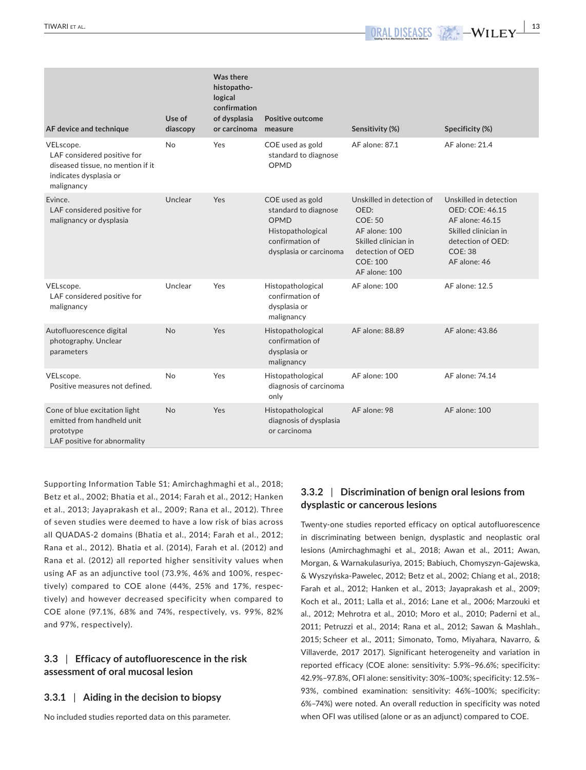| AF device and technique | Use of diascopy | Was there histopathological confirmation of dysplasia or carcinoma | Positive outcome measure | Sensitivity (%) | Specificity (%) |
|---|---|---|---|---|---|
| VELscope. LAF considered positive for diseased tissue, no mention if it indicates dysplasia or malignancy | No | Yes | COE used as gold standard to diagnose OPMD | AF alone: 87.1 | AF alone: 21.4 |
| Evince. LAF considered positive for malignancy or dysplasia | Unclear | Yes | COE used as gold standard to diagnose OPMD Histopathological confirmation of dysplasia or carcinoma | Unskilled in detection of OED: COE: 50 AF alone: 100 Skilled clinician in detection of OED COE: 100 AF alone: 100 | Unskilled in detection OED: COE: 46.15 AF alone: 46.15 Skilled clinician in detection of OED: COE: 38 AF alone: 46 |
| VELscope. LAF considered positive for malignancy | Unclear | Yes | Histopathological confirmation of dysplasia or malignancy | AF alone: 100 | AF alone: 12.5 |
| Autofluorescence digital photography. Unclear parameters | No | Yes | Histopathological confirmation of dysplasia or malignancy | AF alone: 88.89 | AF alone: 43.86 |
| VELscope. Positive measures not defined. | No | Yes | Histopathological diagnosis of carcinoma only | AF alone: 100 | AF alone: 74.14 |
| Cone of blue excitation light emitted from handheld unit prototype LAF positive for abnormality | No | Yes | Histopathological diagnosis of dysplasia or carcinoma | AF alone: 98 | AF alone: 100 |

Supporting Information Table S1; Amirchaghmaghi et al., 2018; Betz et al., 2002; Bhatia et al., 2014; Farah et al., 2012; Hanken et al., 2013; Jayaprakash et al., 2009; Rana et al., 2012). Three of seven studies were deemed to have a low risk of bias across all QUADAS-2 domains (Bhatia et al., 2014; Farah et al., 2012; Rana et al., 2012). Bhatia et al. (2014), Farah et al. (2012) and Rana et al. (2012) all reported higher sensitivity values when using AF as an adjunctive tool (73.9%, 46% and 100%, respectively) compared to COE alone (44%, 25% and 17%, respectively) and however decreased specificity when compared to COE alone (97.1%, 68% and 74%, respectively, vs. 99%, 82% and 97%, respectively).

## 3.3 | Efficacy of autofluorescence in the risk assessment of oral mucosal lesion

### 3.3.1 | Aiding in the decision to biopsy

No included studies reported data on this parameter.

### 3.3.2 | Discrimination of benign oral lesions from dysplastic or cancerous lesions

Twenty-one studies reported efficacy on optical autofluorescence in discriminating between benign, dysplastic and neoplastic oral lesions (Amirchaghmaghi et al., 2018; Awan et al., 2011; Awan, Morgan, & Warnakulasuriya, 2015; Babiuch, Chomyszyn-Gajewska, & Wyszyńska-Pawelec, 2012; Betz et al., 2002; Chiang et al., 2018; Farah et al., 2012; Hanken et al., 2013; Jayaprakash et al., 2009; Koch et al., 2011; Lalla et al., 2016; Lane et al., 2006; Marzouki et al., 2012; Mehrotra et al., 2010; Moro et al., 2010; Paderni et al., 2011; Petruzzi et al., 2014; Rana et al., 2012; Sawan & Mashlah., 2015; Scheer et al., 2011; Simonato, Tomo, Miyahara, Navarro, & Villaverde, 2017 2017). Significant heterogeneity and variation in reported efficacy (COE alone: sensitivity: 5.9%–96.6%; specificity: 42.9%–97.8%, OFI alone: sensitivity: 30%–100%; specificity: 12.5%–93%, combined examination: sensitivity: 46%–100%; specificity: 6%–74%) were noted. An overall reduction in specificity was noted when OFI was utilised (alone or as an adjunct) compared to COE.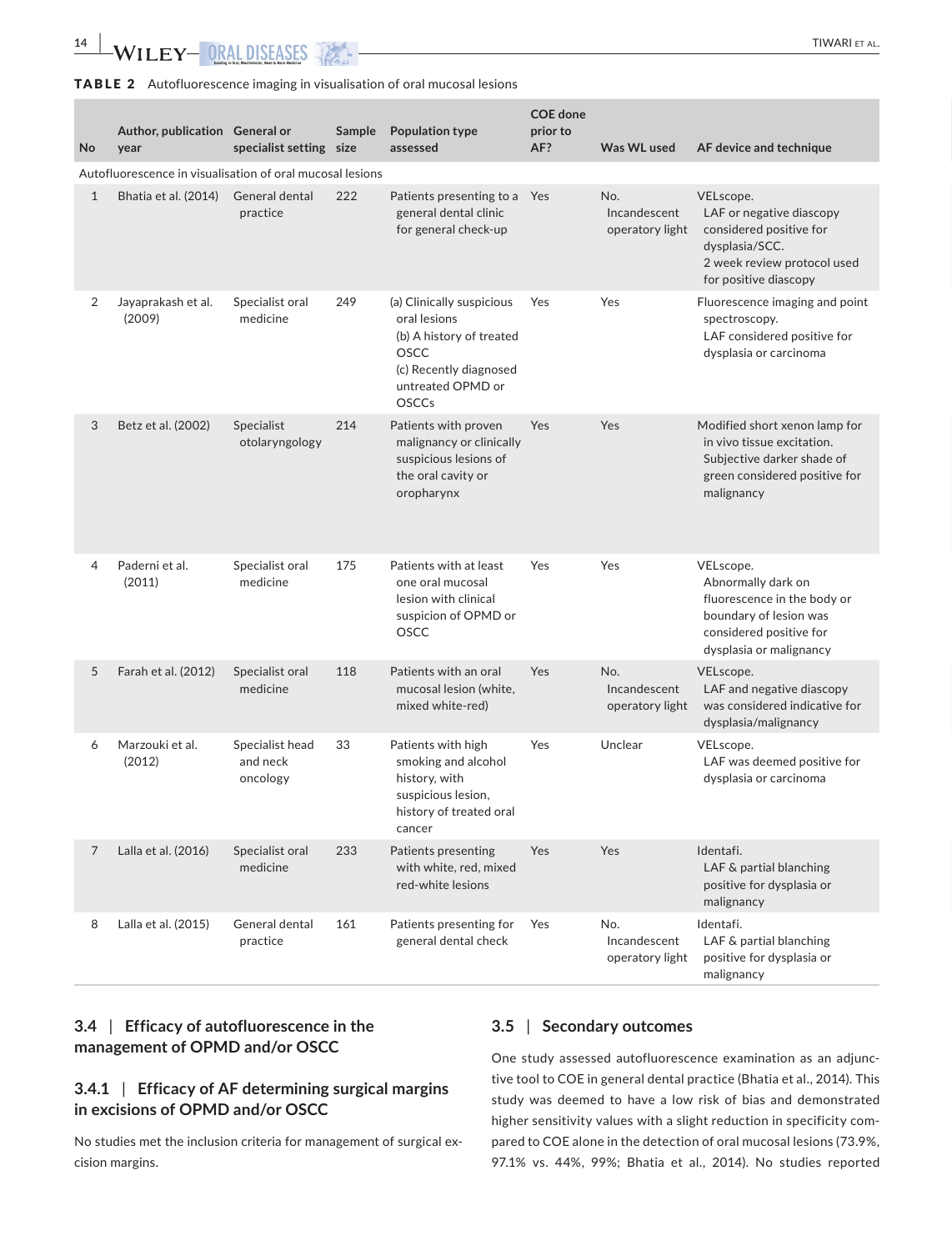**TABLE 2** Autofluorescence imaging in visualisation of oral mucosal lesions

| No | Author, publication year | General or specialist setting | Sample size | Population type assessed | COE done prior to AF? | Was WL used | AF device and technique |
|---|---|---|---|---|---|---|---|
| Autofluorescence in visualisation of oral mucosal lesions | | | | | | | |
| 1 | Bhatia et al. (2014) | General dental practice | 222 | Patients presenting to a general dental clinic for general check-up | Yes | No. Incandescent operatory light | VELscope. LAF or negative diascopy considered positive for dysplasia/SCC. 2 week review protocol used for positive diascopy |
| 2 | Jayaprakash et al. (2009) | Specialist oral medicine | 249 | (a) Clinically suspicious oral lesions (b) A history of treated OSCC (c) Recently diagnosed untreated OPMD or OSCCs | Yes | Yes | Fluorescence imaging and point spectroscopy. LAF considered positive for dysplasia or carcinoma |
| 3 | Betz et al. (2002) | Specialist otolaryngology | 214 | Patients with proven malignancy or clinically suspicious lesions of the oral cavity or oropharynx | Yes | Yes | Modified short xenon lamp for in vivo tissue excitation. Subjective darker shade of green considered positive for malignancy |
| 4 | Paderni et al. (2011) | Specialist oral medicine | 175 | Patients with at least one oral mucosal lesion with clinical suspicion of OPMD or OSCC | Yes | Yes | VELscope. Abnormally dark on fluorescence in the body or boundary of lesion was considered positive for dysplasia or malignancy |
| 5 | Farah et al. (2012) | Specialist oral medicine | 118 | Patients with an oral mucosal lesion (white, mixed white-red) | Yes | No. Incandescent operatory light | VELscope. LAF and negative diascopy was considered indicative for dysplasia/malignancy |
| 6 | Marzouki et al. (2012) | Specialist head and neck oncology | 33 | Patients with high smoking and alcohol history, with suspicious lesion, history of treated oral cancer | Yes | Unclear | VELscope. LAF was deemed positive for dysplasia or carcinoma |
| 7 | Lalla et al. (2016) | Specialist oral medicine | 233 | Patients presenting with white, red, mixed red-white lesions | Yes | Yes | Identafi. LAF & partial blanching positive for dysplasia or malignancy |
| 8 | Lalla et al. (2015) | General dental practice | 161 | Patients presenting for general dental check | Yes | No. Incandescent operatory light | Identafi. LAF & partial blanching positive for dysplasia or malignancy |

### 3.4 | Efficacy of autofluorescence in the management of OPMD and/or OSCC

#### 3.4.1 | Efficacy of AF determining surgical margins in excisions of OPMD and/or OSCC

No studies met the inclusion criteria for management of surgical excision margins.

### 3.5 | Secondary outcomes

One study assessed autofluorescence examination as an adjunctive tool to COE in general dental practice (Bhatia et al., 2014). This study was deemed to have a low risk of bias and demonstrated higher sensitivity values with a slight reduction in specificity compared to COE alone in the detection of oral mucosal lesions (73.9%, 97.1% vs. 44%, 99%; Bhatia et al., 2014). No studies reported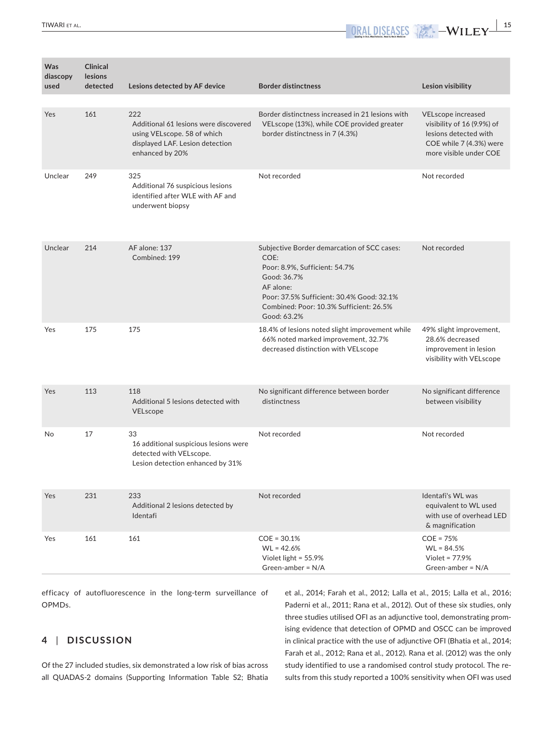| Was diascopy used | Clinical lesions detected | Lesions detected by AF device | Border distinctness | Lesion visibility |
|---|---|---|---|---|
| Yes | 161 | 222<br>Additional 61 lesions were discovered using VELscope. 58 of which displayed LAF. Lesion detection enhanced by 20% | Border distinctness increased in 21 lesions with VELscope (13%), while COE provided greater border distinctness in 7 (4.3%) | VELscope increased visibility of 16 (9.9%) of lesions detected with COE while 7 (4.3%) were more visible under COE |
| Unclear | 249 | 325<br>Additional 76 suspicious lesions identified after WLE with AF and underwent biopsy | Not recorded | Not recorded |
| Unclear | 214 | AF alone: 137<br>Combined: 199 | Subjective Border demarcation of SCC cases:<br>COE:<br>Poor: 8.9%, Sufficient: 54.7%<br>Good: 36.7%<br>AF alone:<br>Poor: 37.5% Sufficient: 30.4% Good: 32.1%<br>Combined: Poor: 10.3% Sufficient: 26.5%<br>Good: 63.2% | Not recorded |
| Yes | 175 | 175 | 18.4% of lesions noted slight improvement while 66% noted marked improvement, 32.7% decreased distinction with VELscope | 49% slight improvement, 28.6% decreased improvement in lesion visibility with VELscope |
| Yes | 113 | 118<br>Additional 5 lesions detected with VELscope | No significant difference between border distinctness | No significant difference between visibility |
| No | 17 | 33<br>16 additional suspicious lesions were detected with VELscope.<br>Lesion detection enhanced by 31% | Not recorded | Not recorded |
| Yes | 231 | 233<br>Additional 2 lesions detected by Identafi | Not recorded | Identafi's WL was equivalent to WL used with use of overhead LED & magnification |
| Yes | 161 | 161 | COE = 30.1%<br>WL = 42.6%<br>Violet light = 55.9%<br>Green-amber = N/A | COE = 75%<br>WL = 84.5%<br>Violet = 77.9%<br>Green-amber = N/A |

efficacy of autofluorescence in the long-term surveillance of OPMDs.

## 4 | DISCUSSION

Of the 27 included studies, six demonstrated a low risk of bias across all QUADAS-2 domains (Supporting Information Table S2; Bhatia et al., 2014; Farah et al., 2012; Lalla et al., 2015; Lalla et al., 2016; Paderni et al., 2011; Rana et al., 2012). Out of these six studies, only three studies utilised OFI as an adjunctive tool, demonstrating promising evidence that detection of OPMD and OSCC can be improved in clinical practice with the use of adjunctive OFI (Bhatia et al., 2014; Farah et al., 2012; Rana et al., 2012). Rana et al. (2012) was the only study identified to use a randomised control study protocol. The results from this study reported a 100% sensitivity when OFI was used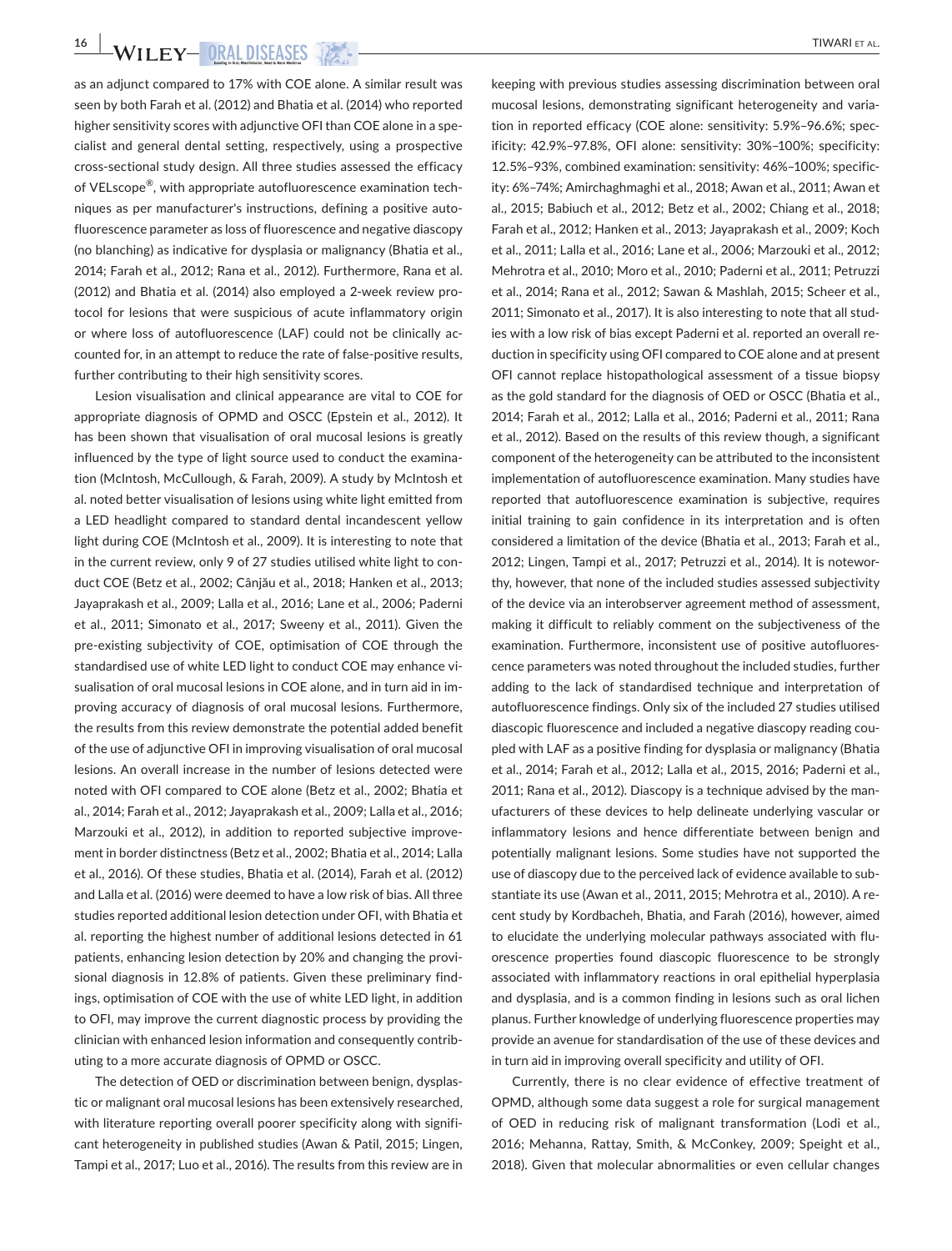as an adjunct compared to 17% with COE alone. A similar result was seen by both Farah et al. (2012) and Bhatia et al. (2014) who reported higher sensitivity scores with adjunctive OFI than COE alone in a specialist and general dental setting, respectively, using a prospective cross-sectional study design. All three studies assessed the efficacy of VELscope®, with appropriate autofluorescence examination techniques as per manufacturer's instructions, defining a positive autofluorescence parameter as loss of fluorescence and negative diascopy (no blanching) as indicative for dysplasia or malignancy (Bhatia et al., 2014; Farah et al., 2012; Rana et al., 2012). Furthermore, Rana et al. (2012) and Bhatia et al. (2014) also employed a 2-week review protocol for lesions that were suspicious of acute inflammatory origin or where loss of autofluorescence (LAF) could not be clinically accounted for, in an attempt to reduce the rate of false-positive results, further contributing to their high sensitivity scores.

Lesion visualisation and clinical appearance are vital to COE for appropriate diagnosis of OPMD and OSCC (Epstein et al., 2012). It has been shown that visualisation of oral mucosal lesions is greatly influenced by the type of light source used to conduct the examination (McIntosh, McCullough, & Farah, 2009). A study by McIntosh et al. noted better visualisation of lesions using white light emitted from a LED headlight compared to standard dental incandescent yellow light during COE (McIntosh et al., 2009). It is interesting to note that in the current review, only 9 of 27 studies utilised white light to conduct COE (Betz et al., 2002; Cânjău et al., 2018; Hanken et al., 2013; Jayaprakash et al., 2009; Lalla et al., 2016; Lane et al., 2006; Paderni et al., 2011; Simonato et al., 2017; Sweeny et al., 2011). Given the pre-existing subjectivity of COE, optimisation of COE through the standardised use of white LED light to conduct COE may enhance visualisation of oral mucosal lesions in COE alone, and in turn aid in improving accuracy of diagnosis of oral mucosal lesions. Furthermore, the results from this review demonstrate the potential added benefit of the use of adjunctive OFI in improving visualisation of oral mucosal lesions. An overall increase in the number of lesions detected were noted with OFI compared to COE alone (Betz et al., 2002; Bhatia et al., 2014; Farah et al., 2012; Jayaprakash et al., 2009; Lalla et al., 2016; Marzouki et al., 2012), in addition to reported subjective improvement in border distinctness (Betz et al., 2002; Bhatia et al., 2014; Lalla et al., 2016). Of these studies, Bhatia et al. (2014), Farah et al. (2012) and Lalla et al. (2016) were deemed to have a low risk of bias. All three studies reported additional lesion detection under OFI, with Bhatia et al. reporting the highest number of additional lesions detected in 61 patients, enhancing lesion detection by 20% and changing the provisional diagnosis in 12.8% of patients. Given these preliminary findings, optimisation of COE with the use of white LED light, in addition to OFI, may improve the current diagnostic process by providing the clinician with enhanced lesion information and consequently contributing to a more accurate diagnosis of OPMD or OSCC.

The detection of OED or discrimination between benign, dysplastic or malignant oral mucosal lesions has been extensively researched, with literature reporting overall poorer specificity along with significant heterogeneity in published studies (Awan & Patil, 2015; Lingen, Tampi et al., 2017; Luo et al., 2016). The results from this review are in keeping with previous studies assessing discrimination between oral mucosal lesions, demonstrating significant heterogeneity and variation in reported efficacy (COE alone: sensitivity: 5.9%–96.6%; specificity: 42.9%–97.8%, OFI alone: sensitivity: 30%–100%; specificity: 12.5%–93%, combined examination: sensitivity: 46%–100%; specificity: 6%–74%; Amirchaghmaghi et al., 2018; Awan et al., 2011; Awan et al., 2015; Babiuch et al., 2012; Betz et al., 2002; Chiang et al., 2018; Farah et al., 2012; Hanken et al., 2013; Jayaprakash et al., 2009; Koch et al., 2011; Lalla et al., 2016; Lane et al., 2006; Marzouki et al., 2012; Mehrotra et al., 2010; Moro et al., 2010; Paderni et al., 2011; Petruzzi et al., 2014; Rana et al., 2012; Sawan & Mashlah, 2015; Scheer et al., 2011; Simonato et al., 2017). It is also interesting to note that all studies with a low risk of bias except Paderni et al. reported an overall reduction in specificity using OFI compared to COE alone and at present OFI cannot replace histopathological assessment of a tissue biopsy as the gold standard for the diagnosis of OED or OSCC (Bhatia et al., 2014; Farah et al., 2012; Lalla et al., 2016; Paderni et al., 2011; Rana et al., 2012). Based on the results of this review though, a significant component of the heterogeneity can be attributed to the inconsistent implementation of autofluorescence examination. Many studies have reported that autofluorescence examination is subjective, requires initial training to gain confidence in its interpretation and is often considered a limitation of the device (Bhatia et al., 2013; Farah et al., 2012; Lingen, Tampi et al., 2017; Petruzzi et al., 2014). It is noteworthy, however, that none of the included studies assessed subjectivity of the device via an interobserver agreement method of assessment, making it difficult to reliably comment on the subjectiveness of the examination. Furthermore, inconsistent use of positive autofluorescence parameters was noted throughout the included studies, further adding to the lack of standardised technique and interpretation of autofluorescence findings. Only six of the included 27 studies utilised diascopic fluorescence and included a negative diascopy reading coupled with LAF as a positive finding for dysplasia or malignancy (Bhatia et al., 2014; Farah et al., 2012; Lalla et al., 2015, 2016; Paderni et al., 2011; Rana et al., 2012). Diascopy is a technique advised by the manufacturers of these devices to help delineate underlying vascular or inflammatory lesions and hence differentiate between benign and potentially malignant lesions. Some studies have not supported the use of diascopy due to the perceived lack of evidence available to substantiate its use (Awan et al., 2011, 2015; Mehrotra et al., 2010). A recent study by Kordbacheh, Bhatia, and Farah (2016), however, aimed to elucidate the underlying molecular pathways associated with fluorescence properties found diascopic fluorescence to be strongly associated with inflammatory reactions in oral epithelial hyperplasia and dysplasia, and is a common finding in lesions such as oral lichen planus. Further knowledge of underlying fluorescence properties may provide an avenue for standardisation of the use of these devices and in turn aid in improving overall specificity and utility of OFI.

Currently, there is no clear evidence of effective treatment of OPMD, although some data suggest a role for surgical management of OED in reducing risk of malignant transformation (Lodi et al., 2016; Mehanna, Rattay, Smith, & McConkey, 2009; Speight et al., 2018). Given that molecular abnormalities or even cellular changes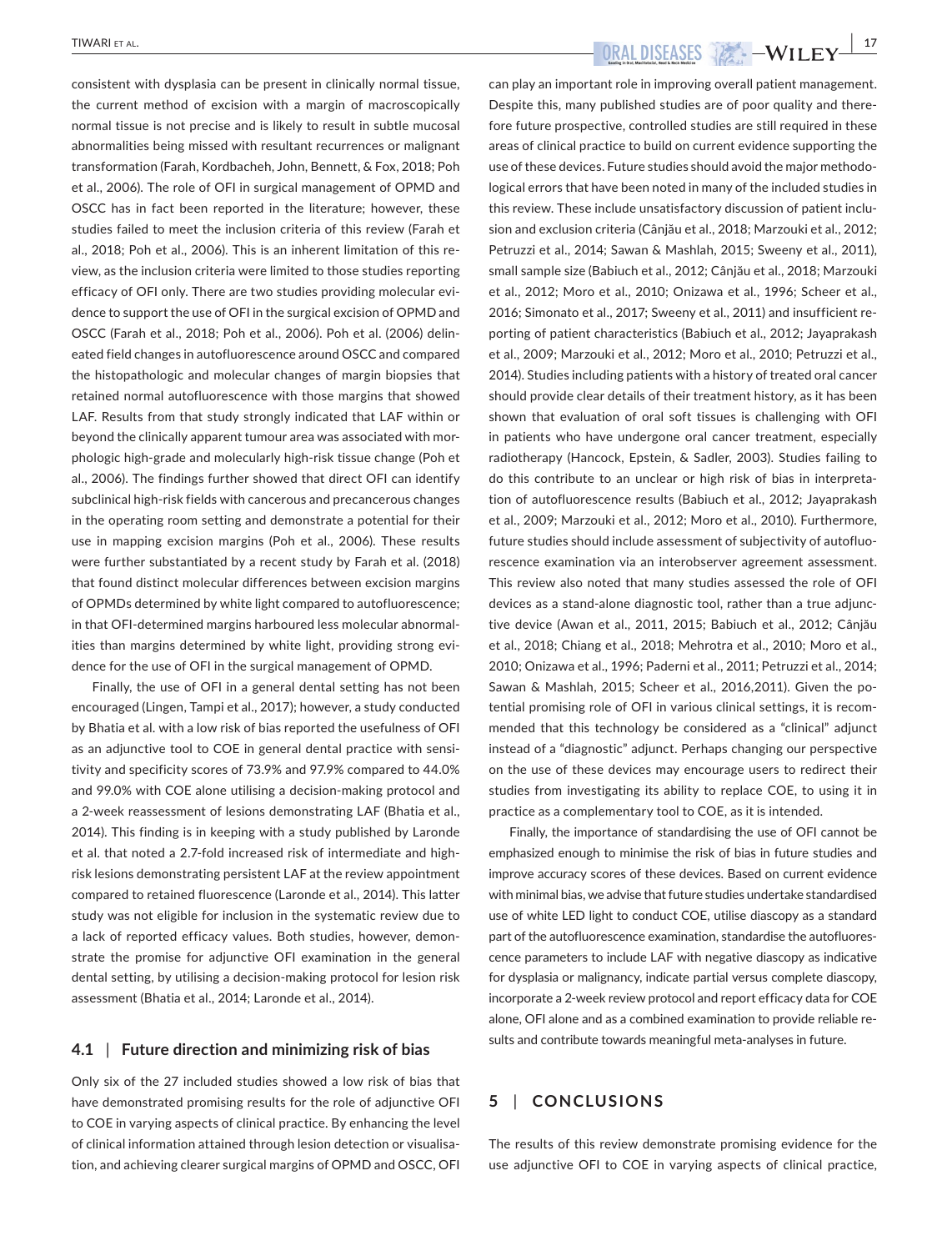consistent with dysplasia can be present in clinically normal tissue, the current method of excision with a margin of macroscopically normal tissue is not precise and is likely to result in subtle mucosal abnormalities being missed with resultant recurrences or malignant transformation (Farah, Kordbacheh, John, Bennett, & Fox, 2018; Poh et al., 2006). The role of OFI in surgical management of OPMD and OSCC has in fact been reported in the literature; however, these studies failed to meet the inclusion criteria of this review (Farah et al., 2018; Poh et al., 2006). This is an inherent limitation of this review, as the inclusion criteria were limited to those studies reporting efficacy of OFI only. There are two studies providing molecular evidence to support the use of OFI in the surgical excision of OPMD and OSCC (Farah et al., 2018; Poh et al., 2006). Poh et al. (2006) delineated field changes in autofluorescence around OSCC and compared the histopathologic and molecular changes of margin biopsies that retained normal autofluorescence with those margins that showed LAF. Results from that study strongly indicated that LAF within or beyond the clinically apparent tumour area was associated with morphologic high-grade and molecularly high-risk tissue change (Poh et al., 2006). The findings further showed that direct OFI can identify subclinical high-risk fields with cancerous and precancerous changes in the operating room setting and demonstrate a potential for their use in mapping excision margins (Poh et al., 2006). These results were further substantiated by a recent study by Farah et al. (2018) that found distinct molecular differences between excision margins of OPMDs determined by white light compared to autofluorescence; in that OFI-determined margins harboured less molecular abnormalities than margins determined by white light, providing strong evidence for the use of OFI in the surgical management of OPMD.

Finally, the use of OFI in a general dental setting has not been encouraged (Lingen, Tampi et al., 2017); however, a study conducted by Bhatia et al. with a low risk of bias reported the usefulness of OFI as an adjunctive tool to COE in general dental practice with sensitivity and specificity scores of 73.9% and 97.9% compared to 44.0% and 99.0% with COE alone utilising a decision-making protocol and a 2-week reassessment of lesions demonstrating LAF (Bhatia et al., 2014). This finding is in keeping with a study published by Laronde et al. that noted a 2.7-fold increased risk of intermediate and high-risk lesions demonstrating persistent LAF at the review appointment compared to retained fluorescence (Laronde et al., 2014). This latter study was not eligible for inclusion in the systematic review due to a lack of reported efficacy values. Both studies, however, demonstrate the promise for adjunctive OFI examination in the general dental setting, by utilising a decision-making protocol for lesion risk assessment (Bhatia et al., 2014; Laronde et al., 2014).

### 4.1 | Future direction and minimizing risk of bias

Only six of the 27 included studies showed a low risk of bias that have demonstrated promising results for the role of adjunctive OFI to COE in varying aspects of clinical practice. By enhancing the level of clinical information attained through lesion detection or visualisation, and achieving clearer surgical margins of OPMD and OSCC, OFI can play an important role in improving overall patient management. Despite this, many published studies are of poor quality and therefore future prospective, controlled studies are still required in these areas of clinical practice to build on current evidence supporting the use of these devices. Future studies should avoid the major methodological errors that have been noted in many of the included studies in this review. These include unsatisfactory discussion of patient inclusion and exclusion criteria (Cânjău et al., 2018; Marzouki et al., 2012; Petruzzi et al., 2014; Sawan & Mashlah, 2015; Sweeny et al., 2011), small sample size (Babiuch et al., 2012; Cânjău et al., 2018; Marzouki et al., 2012; Moro et al., 2010; Onizawa et al., 1996; Scheer et al., 2016; Simonato et al., 2017; Sweeny et al., 2011) and insufficient reporting of patient characteristics (Babiuch et al., 2012; Jayaprakash et al., 2009; Marzouki et al., 2012; Moro et al., 2010; Petruzzi et al., 2014). Studies including patients with a history of treated oral cancer should provide clear details of their treatment history, as it has been shown that evaluation of oral soft tissues is challenging with OFI in patients who have undergone oral cancer treatment, especially radiotherapy (Hancock, Epstein, & Sadler, 2003). Studies failing to do this contribute to an unclear or high risk of bias in interpretation of autofluorescence results (Babiuch et al., 2012; Jayaprakash et al., 2009; Marzouki et al., 2012; Moro et al., 2010). Furthermore, future studies should include assessment of subjectivity of autofluorescence examination via an interobserver agreement assessment. This review also noted that many studies assessed the role of OFI devices as a stand-alone diagnostic tool, rather than a true adjunctive device (Awan et al., 2011, 2015; Babiuch et al., 2012; Cânjău et al., 2018; Chiang et al., 2018; Mehrotra et al., 2010; Moro et al., 2010; Onizawa et al., 1996; Paderni et al., 2011; Petruzzi et al., 2014; Sawan & Mashlah, 2015; Scheer et al., 2016,2011). Given the potential promising role of OFI in various clinical settings, it is recommended that this technology be considered as a "clinical" adjunct instead of a "diagnostic" adjunct. Perhaps changing our perspective on the use of these devices may encourage users to redirect their studies from investigating its ability to replace COE, to using it in practice as a complementary tool to COE, as it is intended.

Finally, the importance of standardising the use of OFI cannot be emphasized enough to minimise the risk of bias in future studies and improve accuracy scores of these devices. Based on current evidence with minimal bias, we advise that future studies undertake standardised use of white LED light to conduct COE, utilise diascopy as a standard part of the autofluorescence examination, standardise the autofluorescence parameters to include LAF with negative diascopy as indicative for dysplasia or malignancy, indicate partial versus complete diascopy, incorporate a 2-week review protocol and report efficacy data for COE alone, OFI alone and as a combined examination to provide reliable results and contribute towards meaningful meta-analyses in future.

## 5 | CONCLUSIONS

The results of this review demonstrate promising evidence for the use adjunctive OFI to COE in varying aspects of clinical practice,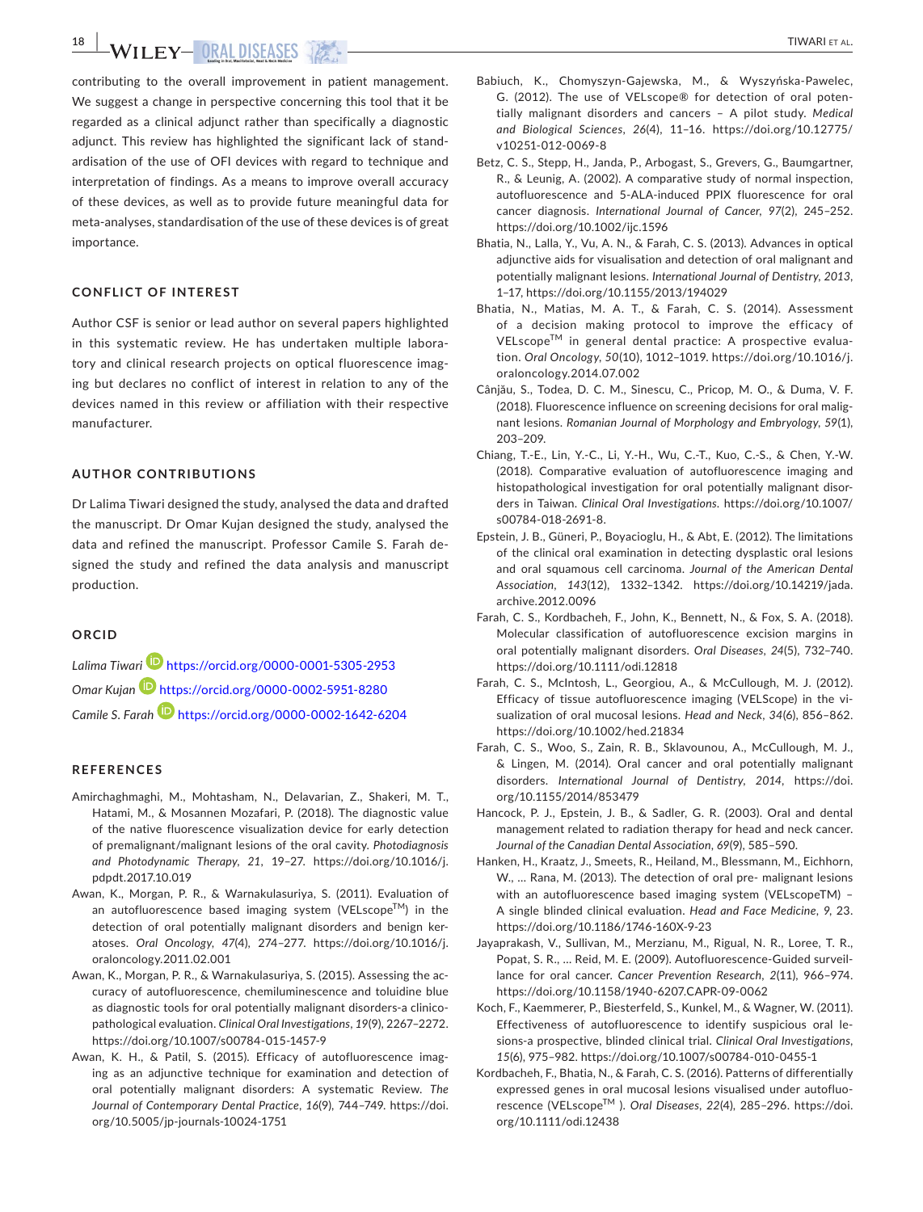contributing to the overall improvement in patient management. We suggest a change in perspective concerning this tool that it be regarded as a clinical adjunct rather than specifically a diagnostic adjunct. This review has highlighted the significant lack of standardisation of the use of OFI devices with regard to technique and interpretation of findings. As a means to improve overall accuracy of these devices, as well as to provide future meaningful data for meta-analyses, standardisation of the use of these devices is of great importance.

## CONFLICT OF INTEREST

Author CSF is senior or lead author on several papers highlighted in this systematic review. He has undertaken multiple laboratory and clinical research projects on optical fluorescence imaging but declares no conflict of interest in relation to any of the devices named in this review or affiliation with their respective manufacturer.

## AUTHOR CONTRIBUTIONS

Dr Lalima Tiwari designed the study, analysed the data and drafted the manuscript. Dr Omar Kujan designed the study, analysed the data and refined the manuscript. Professor Camile S. Farah designed the study and refined the data analysis and manuscript production.

## ORCID

*Lalima Tiwari* https://orcid.org/0000-0001-5305-2953
*Omar Kujan* https://orcid.org/0000-0002-5951-8280
*Camile S. Farah* https://orcid.org/0000-0002-1642-6204

## REFERENCES

Amirchaghmaghi, M., Mohtasham, N., Delavarian, Z., Shakeri, M. T., Hatami, M., & Mosannen Mozafari, P. (2018). The diagnostic value of the native fluorescence visualization device for early detection of premalignant/malignant lesions of the oral cavity. *Photodiagnosis and Photodynamic Therapy*, *21*, 19–27. https://doi.org/10.1016/j.pdpdt.2017.10.019

Awan, K., Morgan, P. R., & Warnakulasuriya, S. (2011). Evaluation of an autofluorescence based imaging system (VELscope™) in the detection of oral potentially malignant disorders and benign keratoses. *Oral Oncology*, *47*(4), 274–277. https://doi.org/10.1016/j.oraloncology.2011.02.001

Awan, K., Morgan, P. R., & Warnakulasuriya, S. (2015). Assessing the accuracy of autofluorescence, chemiluminescence and toluidine blue as diagnostic tools for oral potentially malignant disorders-a clinicopathological evaluation. *Clinical Oral Investigations*, *19*(9), 2267–2272. https://doi.org/10.1007/s00784-015-1457-9

Awan, K. H., & Patil, S. (2015). Efficacy of autofluorescence imaging as an adjunctive technique for examination and detection of oral potentially malignant disorders: A systematic Review. *The Journal of Contemporary Dental Practice*, *16*(9), 744–749. https://doi.org/10.5005/jp-journals-10024-1751

Babiuch, K., Chomyszyn-Gajewska, M., & Wyszyńska-Pawelec, G. (2012). The use of VELscope® for detection of oral potentially malignant disorders and cancers – A pilot study. *Medical and Biological Sciences*, *26*(4), 11–16. https://doi.org/10.12775/v10251-012-0069-8

Betz, C. S., Stepp, H., Janda, P., Arbogast, S., Grevers, G., Baumgartner, R., & Leunig, A. (2002). A comparative study of normal inspection, autofluorescence and 5-ALA-induced PPIX fluorescence for oral cancer diagnosis. *International Journal of Cancer*, *97*(2), 245–252. https://doi.org/10.1002/ijc.1596

Bhatia, N., Lalla, Y., Vu, A. N., & Farah, C. S. (2013). Advances in optical adjunctive aids for visualisation and detection of oral malignant and potentially malignant lesions. *International Journal of Dentistry*, *2013*, 1–17, https://doi.org/10.1155/2013/194029

Bhatia, N., Matias, M. A. T., & Farah, C. S. (2014). Assessment of a decision making protocol to improve the efficacy of VELscope™ in general dental practice: A prospective evaluation. *Oral Oncology*, *50*(10), 1012–1019. https://doi.org/10.1016/j.oraloncology.2014.07.002

Cânjău, S., Todea, D. C. M., Sinescu, C., Pricop, M. O., & Duma, V. F. (2018). Fluorescence influence on screening decisions for oral malignant lesions. *Romanian Journal of Morphology and Embryology*, *59*(1), 203–209.

Chiang, T.-E., Lin, Y.-C., Li, Y.-H., Wu, C.-T., Kuo, C.-S., & Chen, Y.-W. (2018). Comparative evaluation of autofluorescence imaging and histopathological investigation for oral potentially malignant disorders in Taiwan. *Clinical Oral Investigations*. https://doi.org/10.1007/s00784-018-2691-8.

Epstein, J. B., Güneri, P., Boyacioglu, H., & Abt, E. (2012). The limitations of the clinical oral examination in detecting dysplastic oral lesions and oral squamous cell carcinoma. *Journal of the American Dental Association*, *143*(12), 1332–1342. https://doi.org/10.14219/jada.archive.2012.0096

Farah, C. S., Kordbacheh, F., John, K., Bennett, N., & Fox, S. A. (2018). Molecular classification of autofluorescence excision margins in oral potentially malignant disorders. *Oral Diseases*, *24*(5), 732–740. https://doi.org/10.1111/odi.12818

Farah, C. S., McIntosh, L., Georgiou, A., & McCullough, M. J. (2012). Efficacy of tissue autofluorescence imaging (VELScope) in the visualization of oral mucosal lesions. *Head and Neck*, *34*(6), 856–862. https://doi.org/10.1002/hed.21834

Farah, C. S., Woo, S., Zain, R. B., Sklavounou, A., McCullough, M. J., & Lingen, M. (2014). Oral cancer and oral potentially malignant disorders. *International Journal of Dentistry*, *2014*, https://doi.org/10.1155/2014/853479

Hancock, P. J., Epstein, J. B., & Sadler, G. R. (2003). Oral and dental management related to radiation therapy for head and neck cancer. *Journal of the Canadian Dental Association*, *69*(9), 585–590.

Hanken, H., Kraatz, J., Smeets, R., Heiland, M., Blessmann, M., Eichhorn, W., … Rana, M. (2013). The detection of oral pre- malignant lesions with an autofluorescence based imaging system (VELscopeTM) – A single blinded clinical evaluation. *Head and Face Medicine*, *9*, 23. https://doi.org/10.1186/1746-160X-9-23

Jayaprakash, V., Sullivan, M., Merzianu, M., Rigual, N. R., Loree, T. R., Popat, S. R., … Reid, M. E. (2009). Autofluorescence-Guided surveillance for oral cancer. *Cancer Prevention Research*, *2*(11), 966–974. https://doi.org/10.1158/1940-6207.CAPR-09-0062

Koch, F., Kaemmerer, P., Biesterfeld, S., Kunkel, M., & Wagner, W. (2011). Effectiveness of autofluorescence to identify suspicious oral lesions-a prospective, blinded clinical trial. *Clinical Oral Investigations*, *15*(6), 975–982. https://doi.org/10.1007/s00784-010-0455-1

Kordbacheh, F., Bhatia, N., & Farah, C. S. (2016). Patterns of differentially expressed genes in oral mucosal lesions visualised under autofluorescence (VELscope™ ). *Oral Diseases*, *22*(4), 285–296. https://doi.org/10.1111/odi.12438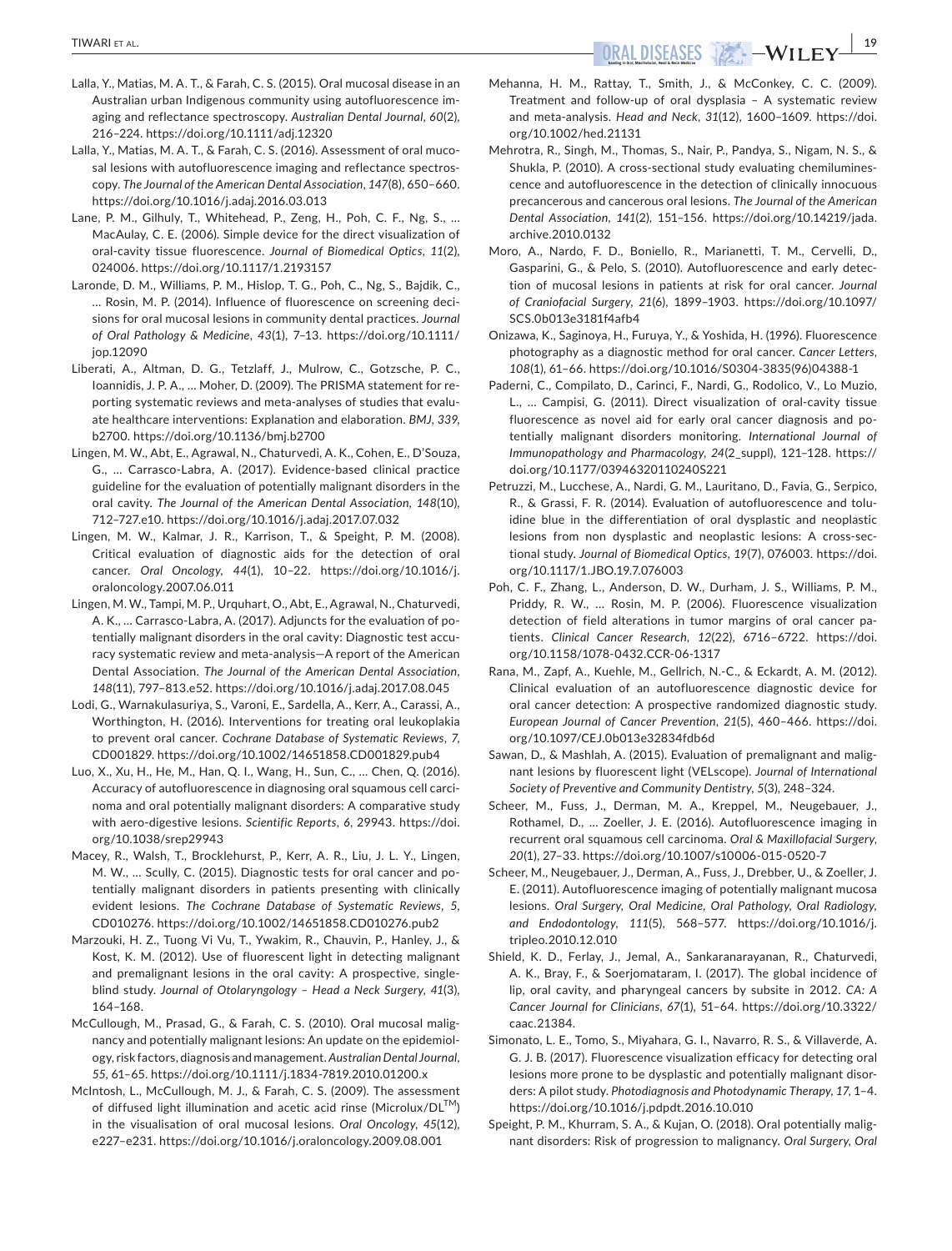Lalla, Y., Matias, M. A. T., & Farah, C. S. (2015). Oral mucosal disease in an Australian urban Indigenous community using autofluorescence imaging and reflectance spectroscopy. *Australian Dental Journal*, *60*(2), 216–224. https://doi.org/10.1111/adj.12320

Lalla, Y., Matias, M. A. T., & Farah, C. S. (2016). Assessment of oral mucosal lesions with autofluorescence imaging and reflectance spectroscopy. *The Journal of the American Dental Association*, *147*(8), 650–660. https://doi.org/10.1016/j.adaj.2016.03.013

Lane, P. M., Gilhuly, T., Whitehead, P., Zeng, H., Poh, C. F., Ng, S., … MacAulay, C. E. (2006). Simple device for the direct visualization of oral-cavity tissue fluorescence. *Journal of Biomedical Optics*, *11*(2), 024006. https://doi.org/10.1117/1.2193157

Laronde, D. M., Williams, P. M., Hislop, T. G., Poh, C., Ng, S., Bajdik, C., … Rosin, M. P. (2014). Influence of fluorescence on screening decisions for oral mucosal lesions in community dental practices. *Journal of Oral Pathology & Medicine*, *43*(1), 7–13. https://doi.org/10.1111/jop.12090

Liberati, A., Altman, D. G., Tetzlaff, J., Mulrow, C., Gotzsche, P. C., Ioannidis, J. P. A., … Moher, D. (2009). The PRISMA statement for reporting systematic reviews and meta-analyses of studies that evaluate healthcare interventions: Explanation and elaboration. *BMJ*, *339*, b2700. https://doi.org/10.1136/bmj.b2700

Lingen, M. W., Abt, E., Agrawal, N., Chaturvedi, A. K., Cohen, E., D'Souza, G., … Carrasco-Labra, A. (2017). Evidence-based clinical practice guideline for the evaluation of potentially malignant disorders in the oral cavity. *The Journal of the American Dental Association*, *148*(10), 712–727.e10. https://doi.org/10.1016/j.adaj.2017.07.032

Lingen, M. W., Kalmar, J. R., Karrison, T., & Speight, P. M. (2008). Critical evaluation of diagnostic aids for the detection of oral cancer. *Oral Oncology*, *44*(1), 10–22. https://doi.org/10.1016/j.oraloncology.2007.06.011

Lingen, M. W., Tampi, M. P., Urquhart, O., Abt, E., Agrawal, N., Chaturvedi, A. K., … Carrasco-Labra, A. (2017). Adjuncts for the evaluation of potentially malignant disorders in the oral cavity: Diagnostic test accuracy systematic review and meta-analysis—A report of the American Dental Association. *The Journal of the American Dental Association*, *148*(11), 797–813.e52. https://doi.org/10.1016/j.adaj.2017.08.045

Lodi, G., Warnakulasuriya, S., Varoni, E., Sardella, A., Kerr, A., Carassi, A., Worthington, H. (2016). Interventions for treating oral leukoplakia to prevent oral cancer. *Cochrane Database of Systematic Reviews*, *7*, CD001829. https://doi.org/10.1002/14651858.CD001829.pub4

Luo, X., Xu, H., He, M., Han, Q. I., Wang, H., Sun, C., … Chen, Q. (2016). Accuracy of autofluorescence in diagnosing oral squamous cell carcinoma and oral potentially malignant disorders: A comparative study with aero-digestive lesions. *Scientific Reports*, *6*, 29943. https://doi.org/10.1038/srep29943

Macey, R., Walsh, T., Brocklehurst, P., Kerr, A. R., Liu, J. L. Y., Lingen, M. W., … Scully, C. (2015). Diagnostic tests for oral cancer and potentially malignant disorders in patients presenting with clinically evident lesions. *The Cochrane Database of Systematic Reviews*, *5*, CD010276. https://doi.org/10.1002/14651858.CD010276.pub2

Marzouki, H. Z., Tuong Vi Vu, T., Ywakim, R., Chauvin, P., Hanley, J., & Kost, K. M. (2012). Use of fluorescent light in detecting malignant and premalignant lesions in the oral cavity: A prospective, single-blind study. *Journal of Otolaryngology – Head a Neck Surgery*, *41*(3), 164–168.

McCullough, M., Prasad, G., & Farah, C. S. (2010). Oral mucosal malignancy and potentially malignant lesions: An update on the epidemiology, risk factors, diagnosis and management. *Australian Dental Journal*, *55*, 61–65. https://doi.org/10.1111/j.1834-7819.2010.01200.x

McIntosh, L., McCullough, M. J., & Farah, C. S. (2009). The assessment of diffused light illumination and acetic acid rinse (Microlux/DL™) in the visualisation of oral mucosal lesions. *Oral Oncology*, *45*(12), e227–e231. https://doi.org/10.1016/j.oraloncology.2009.08.001

Mehanna, H. M., Rattay, T., Smith, J., & McConkey, C. C. (2009). Treatment and follow-up of oral dysplasia – A systematic review and meta-analysis. *Head and Neck*, *31*(12), 1600–1609. https://doi.org/10.1002/hed.21131

Mehrotra, R., Singh, M., Thomas, S., Nair, P., Pandya, S., Nigam, N. S., & Shukla, P. (2010). A cross-sectional study evaluating chemiluminescence and autofluorescence in the detection of clinically innocuous precancerous and cancerous oral lesions. *The Journal of the American Dental Association*, *141*(2), 151–156. https://doi.org/10.14219/jada.archive.2010.0132

Moro, A., Nardo, F. D., Boniello, R., Marianetti, T. M., Cervelli, D., Gasparini, G., & Pelo, S. (2010). Autofluorescence and early detection of mucosal lesions in patients at risk for oral cancer. *Journal of Craniofacial Surgery*, *21*(6), 1899–1903. https://doi.org/10.1097/SCS.0b013e3181f4afb4

Onizawa, K., Saginoya, H., Furuya, Y., & Yoshida, H. (1996). Fluorescence photography as a diagnostic method for oral cancer. *Cancer Letters*, *108*(1), 61–66. https://doi.org/10.1016/S0304-3835(96)04388-1

Paderni, C., Compilato, D., Carinci, F., Nardi, G., Rodolico, V., Lo Muzio, L., … Campisi, G. (2011). Direct visualization of oral-cavity tissue fluorescence as novel aid for early oral cancer diagnosis and potentially malignant disorders monitoring. *International Journal of Immunopathology and Pharmacology*, *24*(2_suppl), 121–128. https://doi.org/10.1177/03946320110240S221

Petruzzi, M., Lucchese, A., Nardi, G. M., Lauritano, D., Favia, G., Serpico, R., & Grassi, F. R. (2014). Evaluation of autofluorescence and toluidine blue in the differentiation of oral dysplastic and neoplastic lesions from non dysplastic and neoplastic lesions: A cross-sectional study. *Journal of Biomedical Optics*, *19*(7), 076003. https://doi.org/10.1117/1.JBO.19.7.076003

Poh, C. F., Zhang, L., Anderson, D. W., Durham, J. S., Williams, P. M., Priddy, R. W., … Rosin, M. P. (2006). Fluorescence visualization detection of field alterations in tumor margins of oral cancer patients. *Clinical Cancer Research*, *12*(22), 6716–6722. https://doi.org/10.1158/1078-0432.CCR-06-1317

Rana, M., Zapf, A., Kuehle, M., Gellrich, N.-C., & Eckardt, A. M. (2012). Clinical evaluation of an autofluorescence diagnostic device for oral cancer detection: A prospective randomized diagnostic study. *European Journal of Cancer Prevention*, *21*(5), 460–466. https://doi.org/10.1097/CEJ.0b013e32834fdb6d

Sawan, D., & Mashlah, A. (2015). Evaluation of premalignant and malignant lesions by fluorescent light (VELscope). *Journal of International Society of Preventive and Community Dentistry*, *5*(3), 248–324.

Scheer, M., Fuss, J., Derman, M. A., Kreppel, M., Neugebauer, J., Rothamel, D., … Zoeller, J. E. (2016). Autofluorescence imaging in recurrent oral squamous cell carcinoma. *Oral & Maxillofacial Surgery*, *20*(1), 27–33. https://doi.org/10.1007/s10006-015-0520-7

Scheer, M., Neugebauer, J., Derman, A., Fuss, J., Drebber, U., & Zoeller, J. E. (2011). Autofluorescence imaging of potentially malignant mucosa lesions. *Oral Surgery, Oral Medicine, Oral Pathology, Oral Radiology, and Endodontology*, *111*(5), 568–577. https://doi.org/10.1016/j.tripleo.2010.12.010

Shield, K. D., Ferlay, J., Jemal, A., Sankaranarayanan, R., Chaturvedi, A. K., Bray, F., & Soerjomataram, I. (2017). The global incidence of lip, oral cavity, and pharyngeal cancers by subsite in 2012. *CA: A Cancer Journal for Clinicians*, *67*(1), 51–64. https://doi.org/10.3322/caac.21384.

Simonato, L. E., Tomo, S., Miyahara, G. I., Navarro, R. S., & Villaverde, A. G. J. B. (2017). Fluorescence visualization efficacy for detecting oral lesions more prone to be dysplastic and potentially malignant disorders: A pilot study. *Photodiagnosis and Photodynamic Therapy*, *17*, 1–4. https://doi.org/10.1016/j.pdpdt.2016.10.010

Speight, P. M., Khurram, S. A., & Kujan, O. (2018). Oral potentially malignant disorders: Risk of progression to malignancy. *Oral Surgery, Oral*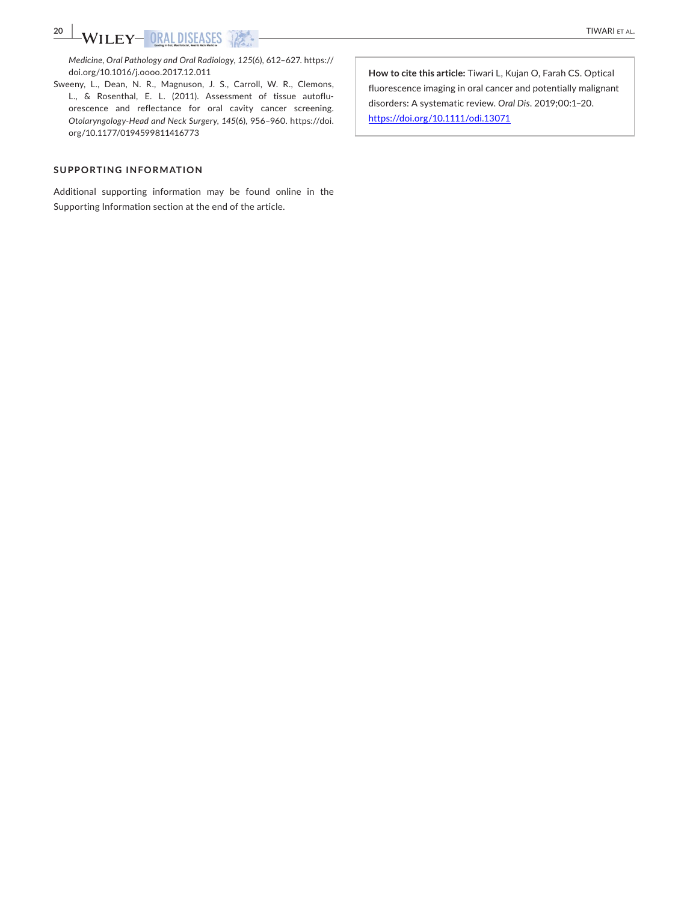*Medicine*, *Oral Pathology and Oral Radiology*, *125*(6), 612–627. https://doi.org/10.1016/j.oooo.2017.12.011

Sweeny, L., Dean, N. R., Magnuson, J. S., Carroll, W. R., Clemons, L., & Rosenthal, E. L. (2011). Assessment of tissue autofluorescence and reflectance for oral cavity cancer screening. *Otolaryngology-Head and Neck Surgery*, *145*(6), 956–960. https://doi.org/10.1177/0194599811416773

## SUPPORTING INFORMATION

Additional supporting information may be found online in the Supporting Information section at the end of the article.

**How to cite this article:** Tiwari L, Kujan O, Farah CS. Optical fluorescence imaging in oral cancer and potentially malignant disorders: A systematic review. *Oral Dis*. 2019;00:1–20. https://doi.org/10.1111/odi.13071